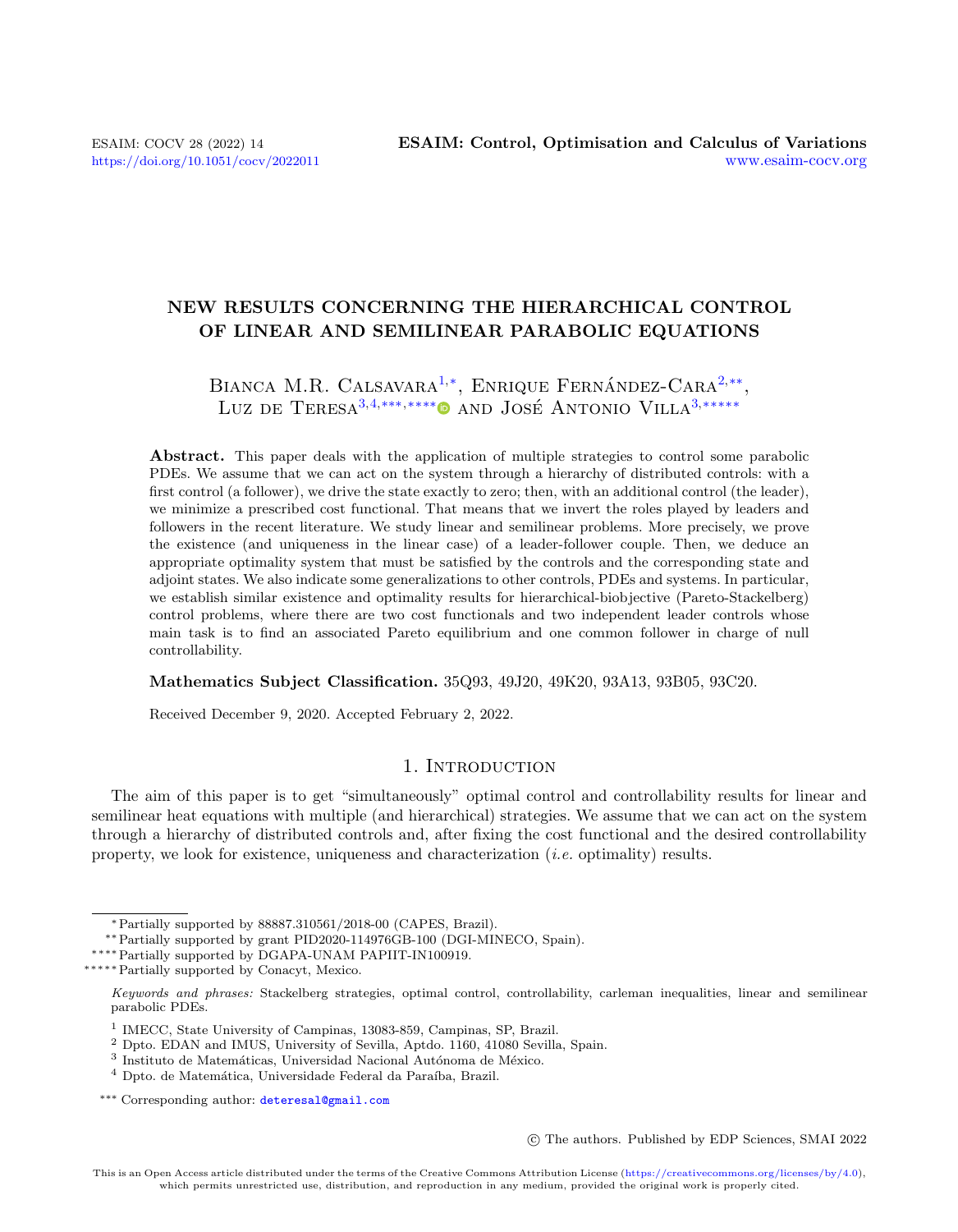# NEW RESULTS CONCERNING THE HIERARCHICAL CONTROL OF LINEAR AND SEMILINEAR PARABOLIC EQUATIONS

Bianca M.R. Calsavara[1,*], Enrique Fernández-Cara[2,**], Luz de Teresa[3,4,***,****] and José Antonio Villa[3,*****]

**Abstract.** This paper deals with the application of multiple strategies to control some parabolic PDEs. We assume that we can act on the system through a hierarchy of distributed controls: with a first control (a follower), we drive the state exactly to zero; then, with an additional control (the leader), we minimize a prescribed cost functional. That means that we invert the roles played by leaders and followers in the recent literature. We study linear and semilinear problems. More precisely, we prove the existence (and uniqueness in the linear case) of a leader-follower couple. Then, we deduce an appropriate optimality system that must be satisfied by the controls and the corresponding state and adjoint states. We also indicate some generalizations to other controls, PDEs and systems. In particular, we establish similar existence and optimality results for hierarchical-biobjective (Pareto-Stackelberg) control problems, where there are two cost functionals and two independent leader controls whose main task is to find an associated Pareto equilibrium and one common follower in charge of null controllability.

**Mathematics Subject Classification.** 35Q93, 49J20, 49K20, 93A13, 93B05, 93C20.

Received December 9, 2020. Accepted February 2, 2022.

## 1. Introduction

The aim of this paper is to get "simultaneously" optimal control and controllability results for linear and semilinear heat equations with multiple (and hierarchical) strategies. We assume that we can act on the system through a hierarchy of distributed controls and, after fixing the cost functional and the desired controllability property, we look for existence, uniqueness and characterization (*i.e.* optimality) results.

---

[*] Partially supported by 88887.310561/2018-00 (CAPES, Brazil).

[**] Partially supported by grant PID2020-114976GB-100 (DGI-MINECO, Spain).

[****] Partially supported by DGAPA-UNAM PAPIIT-IN100919.

[*****] Partially supported by Conacyt, Mexico.

*Keywords and phrases:* Stackelberg strategies, optimal control, controllability, carleman inequalities, linear and semilinear parabolic PDEs.

[1] IMECC, State University of Campinas, 13083-859, Campinas, SP, Brazil.

[2] Dpto. EDAN and IMUS, University of Sevilla, Aptdo. 1160, 41080 Sevilla, Spain.

[3] Instituto de Matemáticas, Universidad Nacional Autónoma de México.

[4] Dpto. de Matemática, Universidade Federal da Paraíba, Brazil.

[***] Corresponding author: deteresal@gmail.com

© The authors. Published by EDP Sciences, SMAI 2022

This is an Open Access article distributed under the terms of the Creative Commons Attribution License (https://creativecommons.org/licenses/by/4.0), which permits unrestricted use, distribution, and reproduction in any medium, provided the original work is properly cited.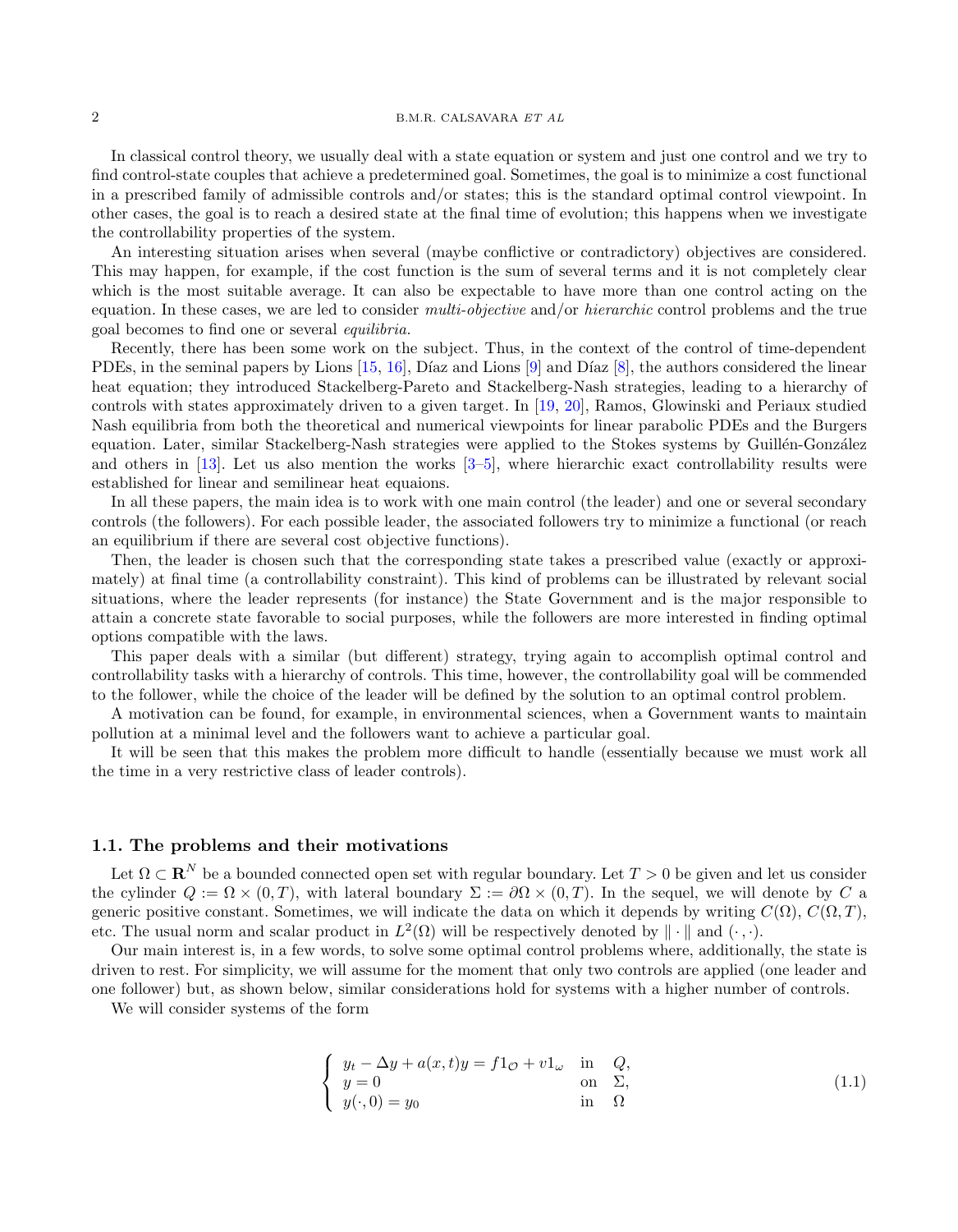In classical control theory, we usually deal with a state equation or system and just one control and we try to find control-state couples that achieve a predetermined goal. Sometimes, the goal is to minimize a cost functional in a prescribed family of admissible controls and/or states; this is the standard optimal control viewpoint. In other cases, the goal is to reach a desired state at the final time of evolution; this happens when we investigate the controllability properties of the system.

An interesting situation arises when several (maybe conflictive or contradictory) objectives are considered. This may happen, for example, if the cost function is the sum of several terms and it is not completely clear which is the most suitable average. It can also be expectable to have more than one control acting on the equation. In these cases, we are led to consider *multi-objective* and/or *hierarchic* control problems and the true goal becomes to find one or several *equilibria*.

Recently, there has been some work on the subject. Thus, in the context of the control of time-dependent PDEs, in the seminal papers by Lions [15, 16], Díaz and Lions [9] and Díaz [8], the authors considered the linear heat equation; they introduced Stackelberg-Pareto and Stackelberg-Nash strategies, leading to a hierarchy of controls with states approximately driven to a given target. In [19, 20], Ramos, Glowinski and Periaux studied Nash equilibria from both the theoretical and numerical viewpoints for linear parabolic PDEs and the Burgers equation. Later, similar Stackelberg-Nash strategies were applied to the Stokes systems by Guillén-González and others in [13]. Let us also mention the works [3–5], where hierarchic exact controllability results were established for linear and semilinear heat equaions.

In all these papers, the main idea is to work with one main control (the leader) and one or several secondary controls (the followers). For each possible leader, the associated followers try to minimize a functional (or reach an equilibrium if there are several cost objective functions).

Then, the leader is chosen such that the corresponding state takes a prescribed value (exactly or approximately) at final time (a controllability constraint). This kind of problems can be illustrated by relevant social situations, where the leader represents (for instance) the State Government and is the major responsible to attain a concrete state favorable to social purposes, while the followers are more interested in finding optimal options compatible with the laws.

This paper deals with a similar (but different) strategy, trying again to accomplish optimal control and controllability tasks with a hierarchy of controls. This time, however, the controllability goal will be commended to the follower, while the choice of the leader will be defined by the solution to an optimal control problem.

A motivation can be found, for example, in environmental sciences, when a Government wants to maintain pollution at a minimal level and the followers want to achieve a particular goal.

It will be seen that this makes the problem more difficult to handle (essentially because we must work all the time in a very restrictive class of leader controls).

### 1.1. The problems and their motivations

Let $\Omega \subset \mathbf{R}^N$ be a bounded connected open set with regular boundary. Let $T > 0$ be given and let us consider the cylinder $Q := \Omega \times (0, T)$, with lateral boundary $\Sigma := \partial\Omega \times (0, T)$. In the sequel, we will denote by $C$ a generic positive constant. Sometimes, we will indicate the data on which it depends by writing $C(\Omega)$, $C(\Omega, T)$, etc. The usual norm and scalar product in $L^2(\Omega)$ will be respectively denoted by $\|\cdot\|$ and $(\cdot, \cdot)$.

Our main interest is, in a few words, to solve some optimal control problems where, additionally, the state is driven to rest. For simplicity, we will assume for the moment that only two controls are applied (one leader and one follower) but, as shown below, similar considerations hold for systems with a higher number of controls.

We will consider systems of the form

$$
\begin{cases}
y_t - \Delta y + a(x,t)y = f1_{\mathcal{O}} + v1_{\omega} & \text{in} \quad Q, \\
y = 0 & \text{on} \quad \Sigma, \\
y(\cdot, 0) = y_0 & \text{in} \quad \Omega
\end{cases}
\tag{1.1}
$$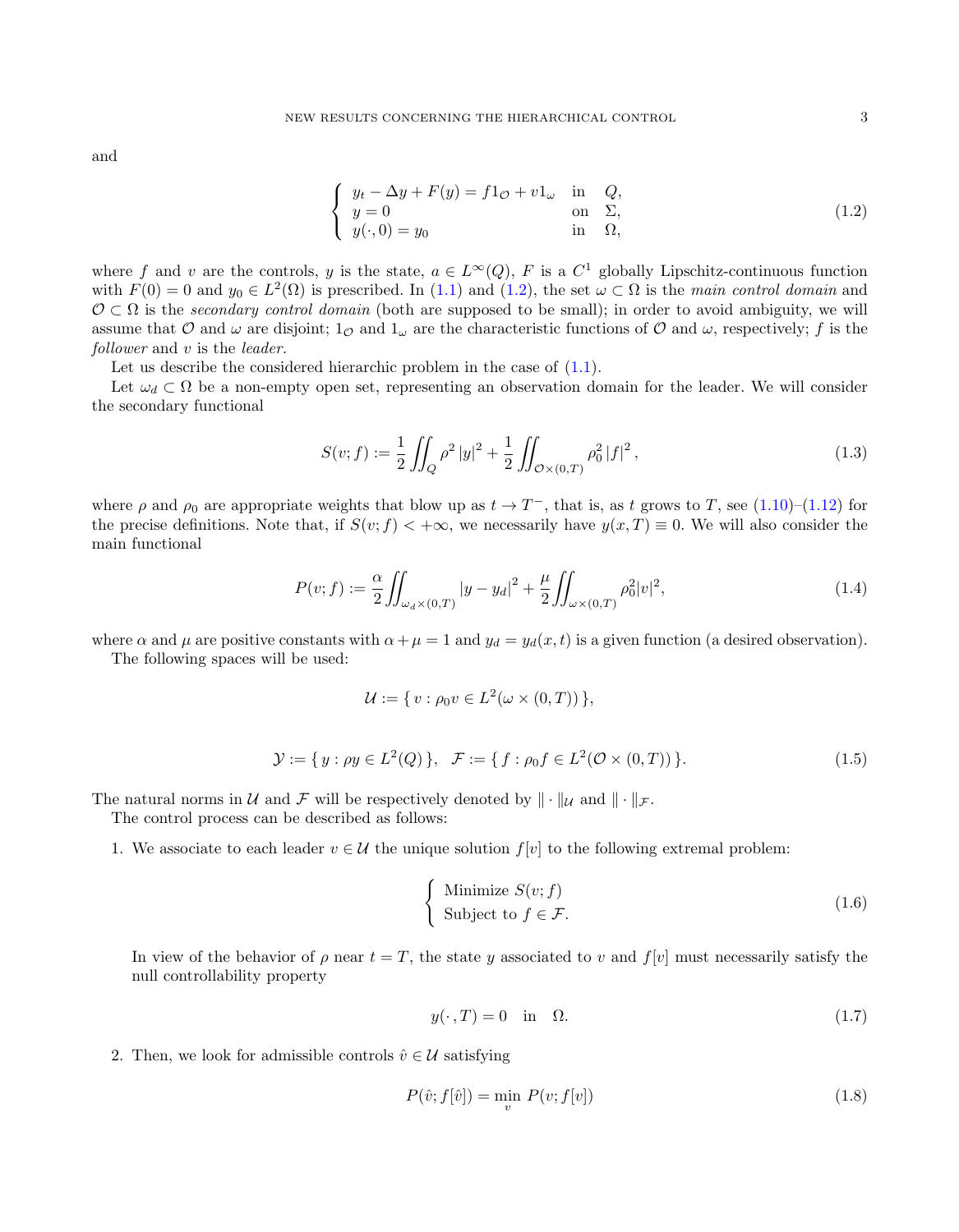and

$$
\left\{
\begin{array}{lll}
y_t - \Delta y + F(y) = f 1_{\mathcal{O}} + v 1_{\omega} & \text{in} & Q, \\
y = 0 & \text{on} & \Sigma, \\
y(\cdot, 0) = y_0 & \text{in} & \Omega,
\end{array}
\right.
\tag{1.2}
$$

where $f$ and $v$ are the controls, $y$ is the state, $a \in L^\infty(Q)$, $F$ is a $C^1$ globally Lipschitz-continuous function with $F(0) = 0$ and $y_0 \in L^2(\Omega)$ is prescribed. In (1.1) and (1.2), the set $\omega \subset \Omega$ is the *main control domain* and $\mathcal{O} \subset \Omega$ is the *secondary control domain* (both are supposed to be small); in order to avoid ambiguity, we will assume that $\mathcal{O}$ and $\omega$ are disjoint; $1_{\mathcal{O}}$ and $1_\omega$ are the characteristic functions of $\mathcal{O}$ and $\omega$, respectively; $f$ is the *follower* and $v$ is the *leader*.

Let us describe the considered hierarchic problem in the case of (1.1).

Let $\omega_d \subset \Omega$ be a non-empty open set, representing an observation domain for the leader. We will consider the secondary functional

$$
S(v; f) := \frac{1}{2} \iint_Q \rho^2 |y|^2 + \frac{1}{2} \iint_{\mathcal{O} \times (0,T)} \rho_0^2 |f|^2 ,
\tag{1.3}
$$

where $\rho$ and $\rho_0$ are appropriate weights that blow up as $t \to T^-$, that is, as $t$ grows to $T$, see (1.10)–(1.12) for the precise definitions. Note that, if $S(v; f) < +\infty$, we necessarily have $y(x, T) \equiv 0$. We will also consider the main functional

$$
P(v; f) := \frac{\alpha}{2} \iint_{\omega_d \times (0,T)} |y - y_d|^2 + \frac{\mu}{2} \iint_{\omega \times (0,T)} \rho_0^2 |v|^2,
\tag{1.4}
$$

where $\alpha$ and $\mu$ are positive constants with $\alpha + \mu = 1$ and $y_d = y_d(x, t)$ is a given function (a desired observation).

The following spaces will be used:

$$
\mathcal{U} := \{ \, v : \rho_0 v \in L^2(\omega \times (0, T)) \, \},
$$

$$
\mathcal{Y} := \{ \, y : \rho y \in L^2(Q) \, \}, \quad \mathcal{F} := \{ \, f : \rho_0 f \in L^2(\mathcal{O} \times (0, T)) \, \}.
\tag{1.5}
$$

The natural norms in $\mathcal{U}$ and $\mathcal{F}$ will be respectively denoted by $\| \cdot \|_{\mathcal{U}}$ and $\| \cdot \|_{\mathcal{F}}$.

The control process can be described as follows:

1. We associate to each leader $v \in \mathcal{U}$ the unique solution $f[v]$ to the following extremal problem:

$$
\left\{
\begin{array}{l}
\text{Minimize } S(v; f) \\
\text{Subject to } f \in \mathcal{F}.
\end{array}
\right.
\tag{1.6}
$$

   In view of the behavior of $\rho$ near $t = T$, the state $y$ associated to $v$ and $f[v]$ must necessarily satisfy the null controllability property

$$
y(\cdot, T) = 0 \quad \text{in} \quad \Omega.
\tag{1.7}
$$

2. Then, we look for admissible controls $\hat{v} \in \mathcal{U}$ satisfying

$$
P(\hat{v}; f[\hat{v}]) = \min_{v} P(v; f[v])
\tag{1.8}
$$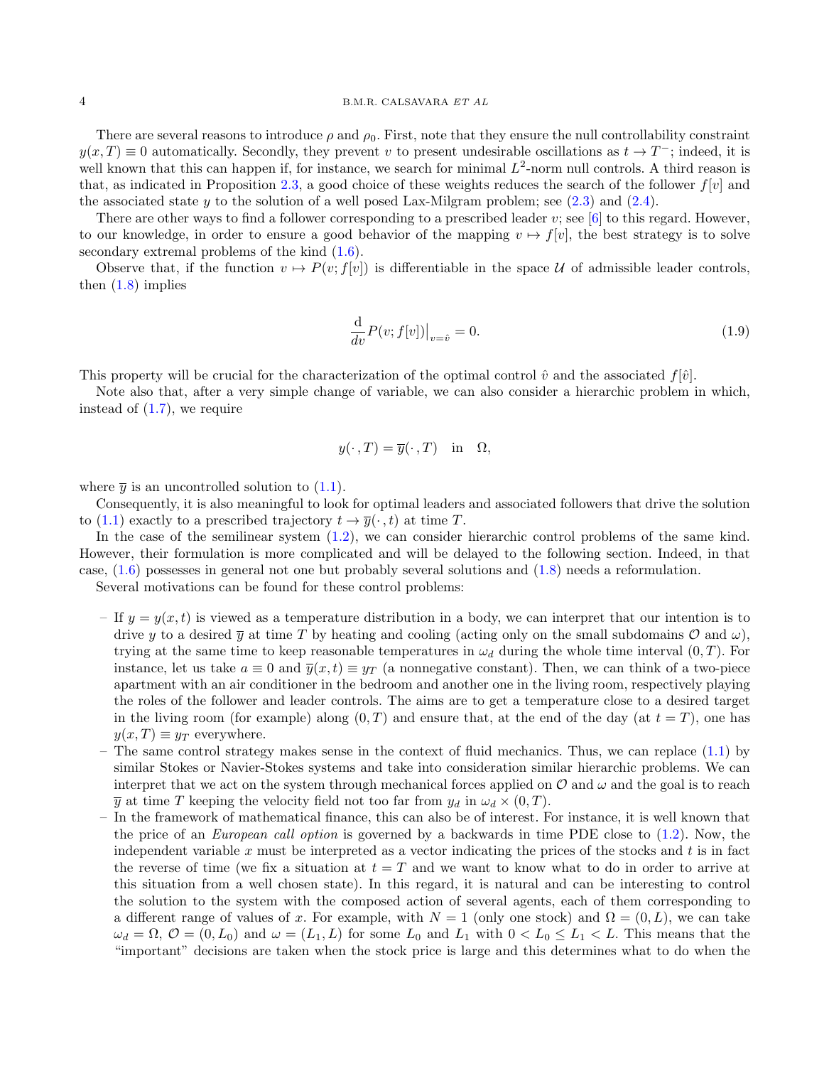There are several reasons to introduce $\rho$ and $\rho_0$. First, note that they ensure the null controllability constraint $y(x,T) \equiv 0$ automatically. Secondly, they prevent $v$ to present undesirable oscillations as $t \to T^-$; indeed, it is well known that this can happen if, for instance, we search for minimal $L^2$-norm null controls. A third reason is that, as indicated in Proposition 2.3, a good choice of these weights reduces the search of the follower $f[v]$ and the associated state $y$ to the solution of a well posed Lax-Milgram problem; see (2.3) and (2.4).

There are other ways to find a follower corresponding to a prescribed leader $v$; see [6] to this regard. However, to our knowledge, in order to ensure a good behavior of the mapping $v \mapsto f[v]$, the best strategy is to solve secondary extremal problems of the kind (1.6).

Observe that, if the function $v \mapsto P(v; f[v])$ is differentiable in the space $\mathcal{U}$ of admissible leader controls, then (1.8) implies

$$\frac{\mathrm{d}}{dv} P(v; f[v])\big|_{v=\hat{v}} = 0. \tag{1.9}$$

This property will be crucial for the characterization of the optimal control $\hat{v}$ and the associated $f[\hat{v}]$.

Note also that, after a very simple change of variable, we can also consider a hierarchic problem in which, instead of (1.7), we require

$$y(\cdot\,, T) = \overline{y}(\cdot\,, T) \quad \text{in} \quad \Omega,$$

where $\overline{y}$ is an uncontrolled solution to (1.1).

Consequently, it is also meaningful to look for optimal leaders and associated followers that drive the solution to (1.1) exactly to a prescribed trajectory $t \to \overline{y}(\cdot\,, t)$ at time $T$.

In the case of the semilinear system (1.2), we can consider hierarchic control problems of the same kind. However, their formulation is more complicated and will be delayed to the following section. Indeed, in that case, (1.6) possesses in general not one but probably several solutions and (1.8) needs a reformulation.

Several motivations can be found for these control problems:

- If $y = y(x,t)$ is viewed as a temperature distribution in a body, we can interpret that our intention is to drive $y$ to a desired $\overline{y}$ at time $T$ by heating and cooling (acting only on the small subdomains $\mathcal{O}$ and $\omega$), trying at the same time to keep reasonable temperatures in $\omega_d$ during the whole time interval $(0,T)$. For instance, let us take $a \equiv 0$ and $\overline{y}(x,t) \equiv y_T$ (a nonnegative constant). Then, we can think of a two-piece apartment with an air conditioner in the bedroom and another one in the living room, respectively playing the roles of the follower and leader controls. The aims are to get a temperature close to a desired target in the living room (for example) along $(0,T)$ and ensure that, at the end of the day (at $t = T$), one has $y(x,T) \equiv y_T$ everywhere.
- The same control strategy makes sense in the context of fluid mechanics. Thus, we can replace (1.1) by similar Stokes or Navier-Stokes systems and take into consideration similar hierarchic problems. We can interpret that we act on the system through mechanical forces applied on $\mathcal{O}$ and $\omega$ and the goal is to reach $\overline{y}$ at time $T$ keeping the velocity field not too far from $y_d$ in $\omega_d \times (0,T)$.
- In the framework of mathematical finance, this can also be of interest. For instance, it is well known that the price of an *European call option* is governed by a backwards in time PDE close to (1.2). Now, the independent variable $x$ must be interpreted as a vector indicating the prices of the stocks and $t$ is in fact the reverse of time (we fix a situation at $t = T$ and we want to know what to do in order to arrive at this situation from a well chosen state). In this regard, it is natural and can be interesting to control the solution to the system with the composed action of several agents, each of them corresponding to a different range of values of $x$. For example, with $N = 1$ (only one stock) and $\Omega = (0,L)$, we can take $\omega_d = \Omega$, $\mathcal{O} = (0, L_0)$ and $\omega = (L_1, L)$ for some $L_0$ and $L_1$ with $0 < L_0 \leq L_1 < L$. This means that the "important" decisions are taken when the stock price is large and this determines what to do when the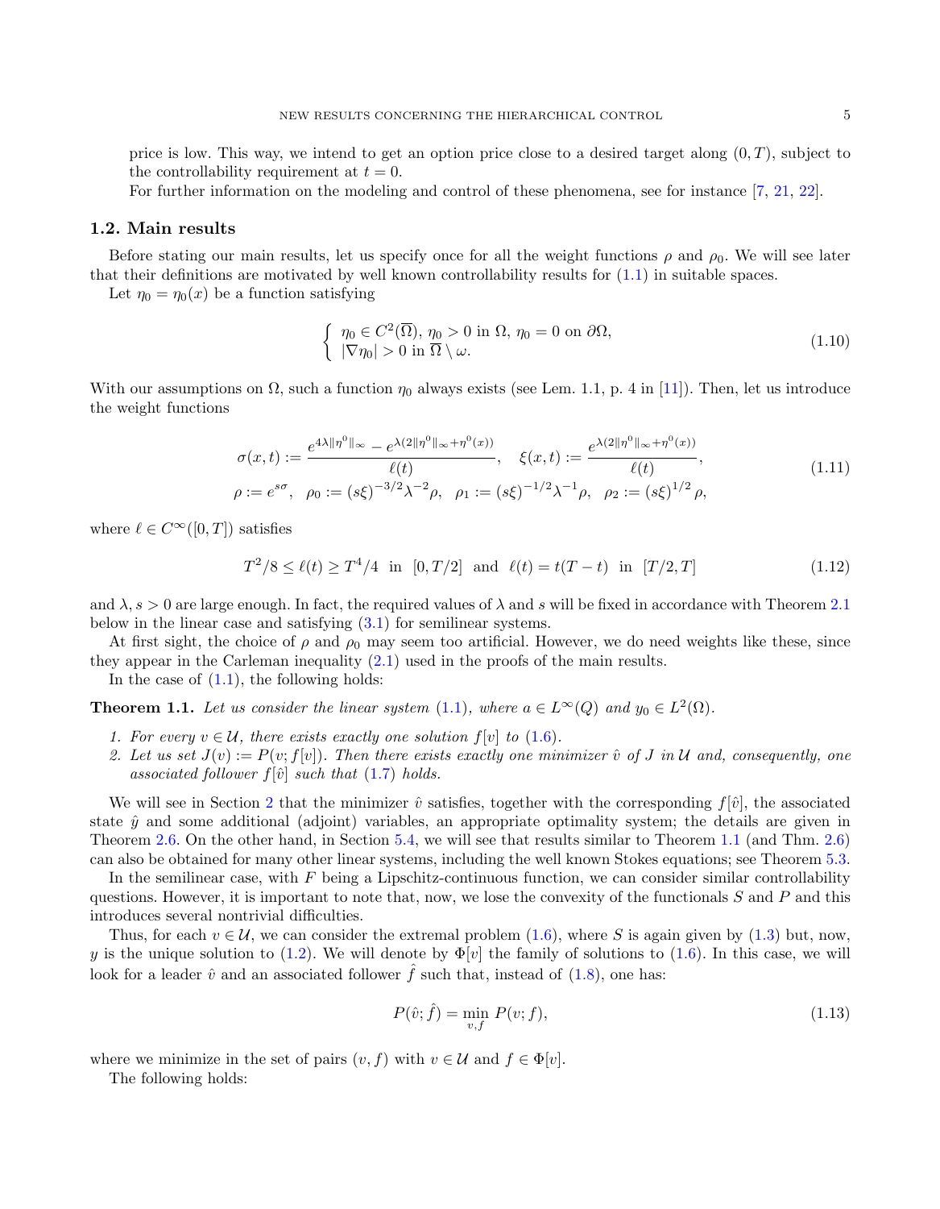price is low. This way, we intend to get an option price close to a desired target along $(0,T)$, subject to the controllability requirement at $t = 0$.

For further information on the modeling and control of these phenomena, see for instance [7, 21, 22].

## 1.2. Main results

Before stating our main results, let us specify once for all the weight functions $\rho$ and $\rho_0$. We will see later that their definitions are motivated by well known controllability results for (1.1) in suitable spaces.

Let $\eta_0 = \eta_0(x)$ be a function satisfying

$$
\begin{cases} \eta_0 \in C^2(\overline{\Omega}),\ \eta_0 > 0 \text{ in } \Omega,\ \eta_0 = 0 \text{ on } \partial\Omega, \\ |\nabla \eta_0| > 0 \text{ in } \overline{\Omega} \setminus \omega. \end{cases} \tag{1.10}
$$

With our assumptions on $\Omega$, such a function $\eta_0$ always exists (see Lem. 1.1, p. 4 in [11]). Then, let us introduce the weight functions

$$
\begin{aligned}
&\sigma(x,t) := \frac{e^{4\lambda\|\eta^0\|_\infty} - e^{\lambda(2\|\eta^0\|_\infty + \eta^0(x))}}{\ell(t)}, \quad \xi(x,t) := \frac{e^{\lambda(2\|\eta^0\|_\infty + \eta^0(x))}}{\ell(t)}, \\
&\rho := e^{s\sigma}, \quad \rho_0 := (s\xi)^{-3/2}\lambda^{-2}\rho, \quad \rho_1 := (s\xi)^{-1/2}\lambda^{-1}\rho, \quad \rho_2 := (s\xi)^{1/2}\rho,
\end{aligned} \tag{1.11}
$$

where $\ell \in C^\infty([0,T])$ satisfies

$$
T^2/8 \le \ell(t) \ge T^4/4 \ \text{ in } \ [0, T/2] \ \text{ and } \ \ell(t) = t(T-t) \ \text{ in } \ [T/2, T] \tag{1.12}
$$

and $\lambda, s > 0$ are large enough. In fact, the required values of $\lambda$ and $s$ will be fixed in accordance with Theorem 2.1 below in the linear case and satisfying (3.1) for semilinear systems.

At first sight, the choice of $\rho$ and $\rho_0$ may seem too artificial. However, we do need weights like these, since they appear in the Carleman inequality (2.1) used in the proofs of the main results.

In the case of (1.1), the following holds:

**Theorem 1.1.** *Let us consider the linear system (1.1), where $a \in L^\infty(Q)$ and $y_0 \in L^2(\Omega)$.*

1. *For every $v \in \mathcal{U}$, there exists exactly one solution $f[v]$ to (1.6).*
2. *Let us set $J(v) := P(v; f[v])$. Then there exists exactly one minimizer $\hat{v}$ of $J$ in $\mathcal{U}$ and, consequently, one associated follower $f[\hat{v}]$ such that (1.7) holds.*

We will see in Section 2 that the minimizer $\hat{v}$ satisfies, together with the corresponding $f[\hat{v}]$, the associated state $\hat{y}$ and some additional (adjoint) variables, an appropriate optimality system; the details are given in Theorem 2.6. On the other hand, in Section 5.4, we will see that results similar to Theorem 1.1 (and Thm. 2.6) can also be obtained for many other linear systems, including the well known Stokes equations; see Theorem 5.3.

In the semilinear case, with $F$ being a Lipschitz-continuous function, we can consider similar controllability questions. However, it is important to note that, now, we lose the convexity of the functionals $S$ and $P$ and this introduces several nontrivial difficulties.

Thus, for each $v \in \mathcal{U}$, we can consider the extremal problem (1.6), where $S$ is again given by (1.3) but, now, $y$ is the unique solution to (1.2). We will denote by $\Phi[v]$ the family of solutions to (1.6). In this case, we will look for a leader $\hat{v}$ and an associated follower $\hat{f}$ such that, instead of (1.8), one has:

$$
P(\hat{v}; \hat{f}) = \min_{v,f} P(v; f), \tag{1.13}
$$

where we minimize in the set of pairs $(v, f)$ with $v \in \mathcal{U}$ and $f \in \Phi[v]$.

The following holds: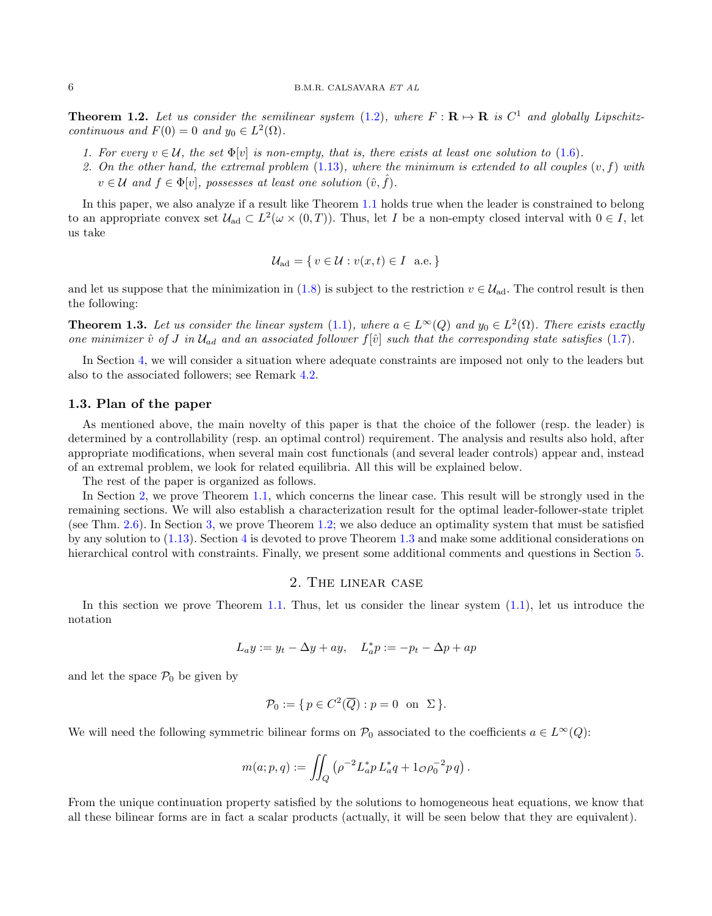**Theorem 1.2.** *Let us consider the semilinear system* (1.2)*, where* $F : \mathbf{R} \mapsto \mathbf{R}$ *is* $C^1$ *and globally Lipschitz-continuous and* $F(0) = 0$ *and* $y_0 \in L^2(\Omega)$*.*

1. *For every* $v \in \mathcal{U}$*, the set* $\Phi[v]$ *is non-empty, that is, there exists at least one solution to* (1.6)*.*
2. *On the other hand, the extremal problem* (1.13)*, where the minimum is extended to all couples* $(v, f)$ *with* $v \in \mathcal{U}$ *and* $f \in \Phi[v]$*, possesses at least one solution* $(\hat{v}, \hat{f})$*.*

In this paper, we also analyze if a result like Theorem 1.1 holds true when the leader is constrained to belong to an appropriate convex set $\mathcal{U}_{\rm ad} \subset L^2(\omega \times (0,T))$. Thus, let $I$ be a non-empty closed interval with $0 \in I$, let us take

$$\mathcal{U}_{\rm ad} = \{\, v \in \mathcal{U} : v(x,t) \in I \ \text{ a.e.} \,\}$$

and let us suppose that the minimization in (1.8) is subject to the restriction $v \in \mathcal{U}_{\rm ad}$. The control result is then the following:

**Theorem 1.3.** *Let us consider the linear system* (1.1)*, where* $a \in L^\infty(Q)$ *and* $y_0 \in L^2(\Omega)$*. There exists exactly one minimizer* $\hat{v}$ *of* $J$ *in* $\mathcal{U}_{ad}$ *and an associated follower* $f[\hat{v}]$ *such that the corresponding state satisfies* (1.7)*.*

In Section 4, we will consider a situation where adequate constraints are imposed not only to the leaders but also to the associated followers; see Remark 4.2.

### 1.3. Plan of the paper

As mentioned above, the main novelty of this paper is that the choice of the follower (resp. the leader) is determined by a controllability (resp. an optimal control) requirement. The analysis and results also hold, after appropriate modifications, when several main cost functionals (and several leader controls) appear and, instead of an extremal problem, we look for related equilibria. All this will be explained below.

The rest of the paper is organized as follows.

In Section 2, we prove Theorem 1.1, which concerns the linear case. This result will be strongly used in the remaining sections. We will also establish a characterization result for the optimal leader-follower-state triplet (see Thm. 2.6). In Section 3, we prove Theorem 1.2; we also deduce an optimality system that must be satisfied by any solution to (1.13). Section 4 is devoted to prove Theorem 1.3 and make some additional considerations on hierarchical control with constraints. Finally, we present some additional comments and questions in Section 5.

## 2. The linear case

In this section we prove Theorem 1.1. Thus, let us consider the linear system (1.1), let us introduce the notation

$$L_a y := y_t - \Delta y + ay, \quad L_a^* p := -p_t - \Delta p + ap$$

and let the space $\mathcal{P}_0$ be given by

$$\mathcal{P}_0 := \{\, p \in C^2(\overline{Q}) : p = 0 \ \text{ on } \ \Sigma \,\}.$$

We will need the following symmetric bilinear forms on $\mathcal{P}_0$ associated to the coefficients $a \in L^\infty(Q)$:

$$m(a; p, q) := \iint_Q \left( \rho^{-2} L_a^* p \, L_a^* q + 1_{\mathcal{O}} \rho_0^{-2} p \, q \right).$$

From the unique continuation property satisfied by the solutions to homogeneous heat equations, we know that all these bilinear forms are in fact a scalar products (actually, it will be seen below that they are equivalent).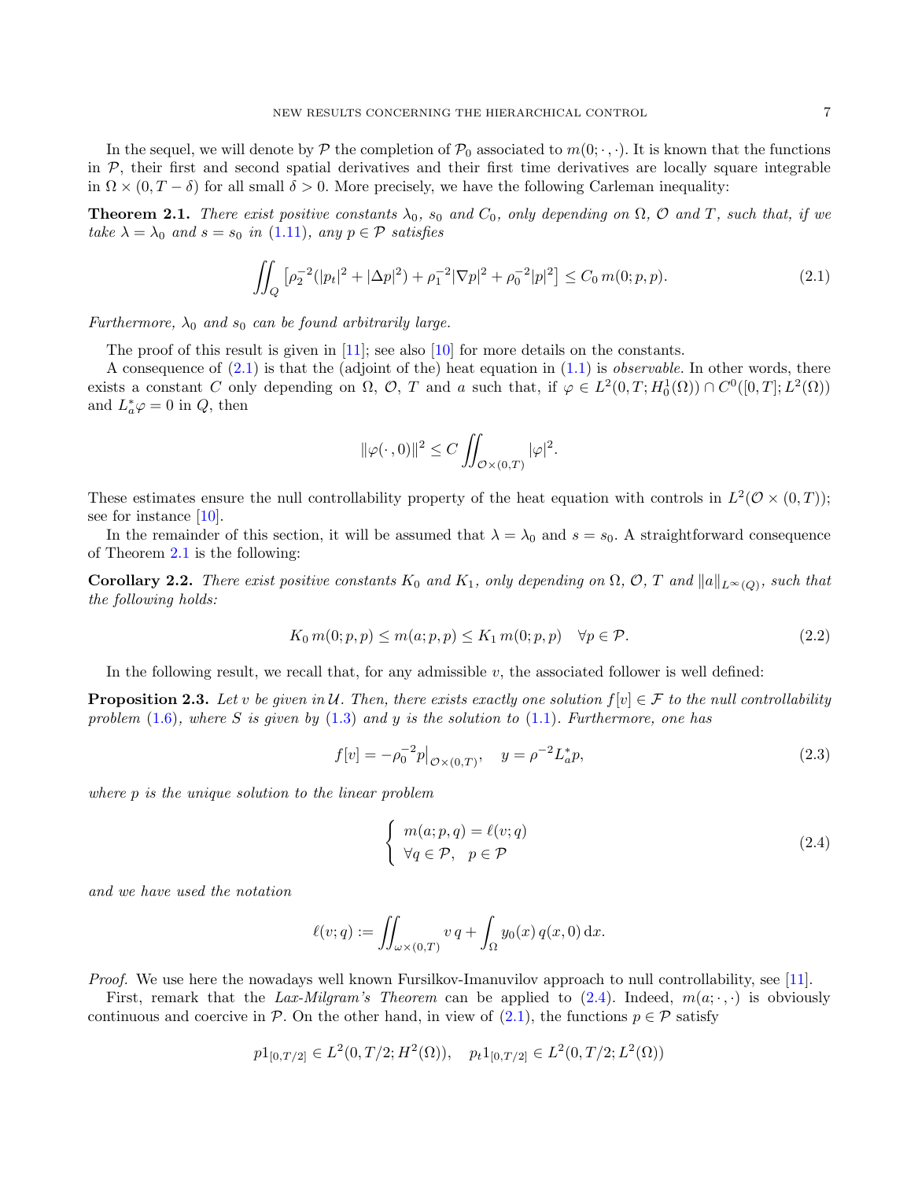In the sequel, we will denote by $\mathcal{P}$ the completion of $\mathcal{P}_0$ associated to $m(0;\cdot\,,\cdot)$. It is known that the functions in $\mathcal{P}$, their first and second spatial derivatives and their first time derivatives are locally square integrable in $\Omega\times(0,T-\delta)$ for all small $\delta>0$. More precisely, we have the following Carleman inequality:

**Theorem 2.1.** *There exist positive constants $\lambda_0$, $s_0$ and $C_0$, only depending on $\Omega$, $\mathcal{O}$ and $T$, such that, if we take $\lambda=\lambda_0$ and $s=s_0$ in (1.11), any $p\in\mathcal{P}$ satisfies*

$$\iint_Q \left[\rho_2^{-2}(|p_t|^2+|\Delta p|^2)+\rho_1^{-2}|\nabla p|^2+\rho_0^{-2}|p|^2\right]\leq C_0\, m(0;p,p). \tag{2.1}$$

*Furthermore, $\lambda_0$ and $s_0$ can be found arbitrarily large.*

The proof of this result is given in [11]; see also [10] for more details on the constants.

A consequence of (2.1) is that the (adjoint of the) heat equation in (1.1) is *observable.* In other words, there exists a constant $C$ only depending on $\Omega$, $\mathcal{O}$, $T$ and $a$ such that, if $\varphi\in L^2(0,T;H_0^1(\Omega))\cap C^0([0,T];L^2(\Omega))$ and $L_a^*\varphi=0$ in $Q$, then

$$\|\varphi(\cdot\,,0)\|^2\leq C\iint_{\mathcal{O}\times(0,T)}|\varphi|^2.$$

These estimates ensure the null controllability property of the heat equation with controls in $L^2(\mathcal{O}\times(0,T))$; see for instance [10].

In the remainder of this section, it will be assumed that $\lambda=\lambda_0$ and $s=s_0$. A straightforward consequence of Theorem 2.1 is the following:

**Corollary 2.2.** *There exist positive constants $K_0$ and $K_1$, only depending on $\Omega$, $\mathcal{O}$, $T$ and $\|a\|_{L^\infty(Q)}$, such that the following holds:*

$$K_0\, m(0;p,p)\leq m(a;p,p)\leq K_1\, m(0;p,p)\quad \forall p\in\mathcal{P}. \tag{2.2}$$

In the following result, we recall that, for any admissible $v$, the associated follower is well defined:

**Proposition 2.3.** *Let $v$ be given in $\mathcal{U}$. Then, there exists exactly one solution $f[v]\in\mathcal{F}$ to the null controllability problem (1.6), where $S$ is given by (1.3) and $y$ is the solution to (1.1). Furthermore, one has*

$$f[v]=-\rho_0^{-2}p\big|_{\mathcal{O}\times(0,T)},\quad y=\rho^{-2}L_a^*p, \tag{2.3}$$

*where $p$ is the unique solution to the linear problem*

$$\begin{cases} m(a;p,q)=\ell(v;q)\\ \forall q\in\mathcal{P},\quad p\in\mathcal{P}\end{cases} \tag{2.4}$$

*and we have used the notation*

$$\ell(v;q):=\iint_{\omega\times(0,T)}v\,q+\int_\Omega y_0(x)\,q(x,0)\,\mathrm{d}x.$$

*Proof.* We use here the nowadays well known Fursilkov-Imanuvilov approach to null controllability, see [11].

First, remark that the *Lax-Milgram's Theorem* can be applied to (2.4). Indeed, $m(a;\cdot\,,\cdot)$ is obviously continuous and coercive in $\mathcal{P}$. On the other hand, in view of (2.1), the functions $p\in\mathcal{P}$ satisfy

$$p1_{[0,T/2]}\in L^2(0,T/2;H^2(\Omega)),\quad p_t1_{[0,T/2]}\in L^2(0,T/2;L^2(\Omega))$$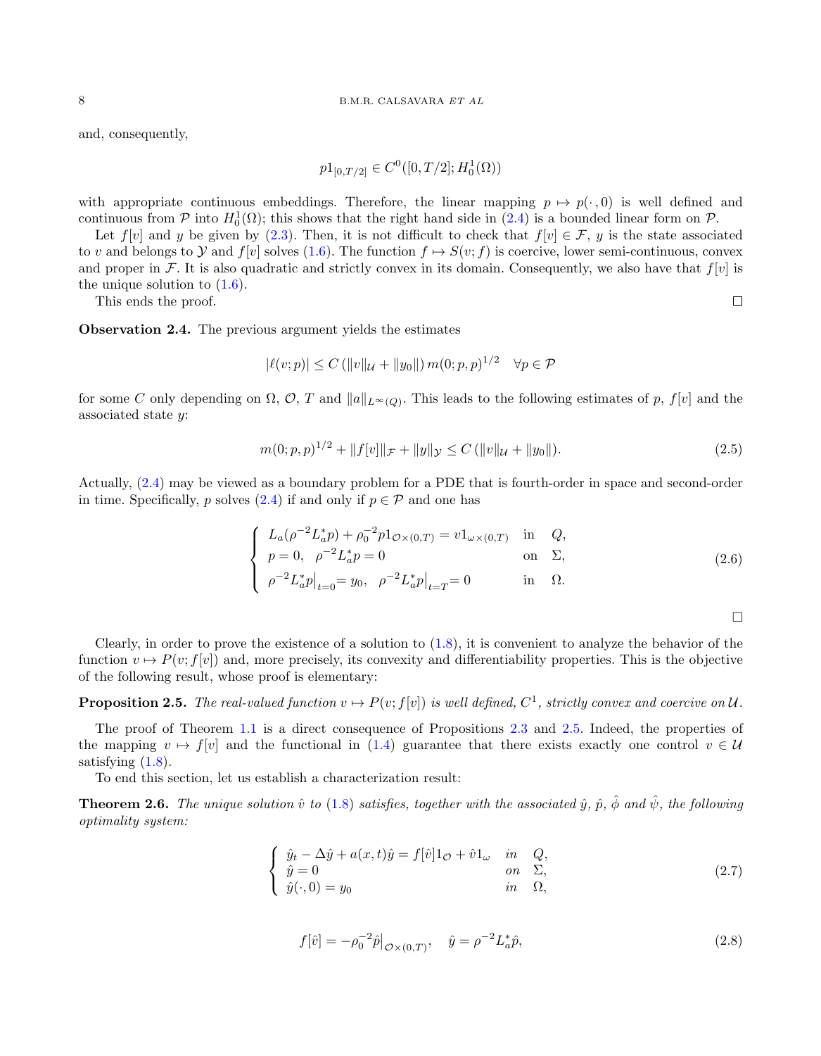and, consequently,

$$p1_{[0,T/2]} \in C^0([0,T/2]; H_0^1(\Omega))$$

with appropriate continuous embeddings. Therefore, the linear mapping $p \mapsto p(\cdot, 0)$ is well defined and continuous from $\mathcal{P}$ into $H_0^1(\Omega)$; this shows that the right hand side in (2.4) is a bounded linear form on $\mathcal{P}$.

Let $f[v]$ and $y$ be given by (2.3). Then, it is not difficult to check that $f[v] \in \mathcal{F}$, $y$ is the state associated to $v$ and belongs to $\mathcal{Y}$ and $f[v]$ solves (1.6). The function $f \mapsto S(v; f)$ is coercive, lower semi-continuous, convex and proper in $\mathcal{F}$. It is also quadratic and strictly convex in its domain. Consequently, we also have that $f[v]$ is the unique solution to (1.6).

This ends the proof. □

**Observation 2.4.** The previous argument yields the estimates

$$|\ell(v;p)| \leq C\,(\|v\|_{\mathcal{U}} + \|y_0\|)\, m(0;p,p)^{1/2} \quad \forall p \in \mathcal{P}$$

for some $C$ only depending on $\Omega$, $\mathcal{O}$, $T$ and $\|a\|_{L^\infty(Q)}$. This leads to the following estimates of $p$, $f[v]$ and the associated state $y$:

$$m(0;p,p)^{1/2} + \|f[v]\|_{\mathcal{F}} + \|y\|_{\mathcal{Y}} \leq C\,(\|v\|_{\mathcal{U}} + \|y_0\|). \tag{2.5}$$

Actually, (2.4) may be viewed as a boundary problem for a PDE that is fourth-order in space and second-order in time. Specifically, $p$ solves (2.4) if and only if $p \in \mathcal{P}$ and one has

$$\begin{cases} L_a(\rho^{-2}L_a^* p) + \rho_0^{-2} p 1_{\mathcal{O}\times(0,T)} = v1_{\omega\times(0,T)} & \text{in} \quad Q, \\ p = 0, \quad \rho^{-2}L_a^* p = 0 & \text{on} \quad \Sigma, \\ \rho^{-2}L_a^* p\big|_{t=0} = y_0, \quad \rho^{-2}L_a^* p\big|_{t=T} = 0 & \text{in} \quad \Omega. \end{cases} \tag{2.6}$$

□

Clearly, in order to prove the existence of a solution to (1.8), it is convenient to analyze the behavior of the function $v \mapsto P(v; f[v])$ and, more precisely, its convexity and differentiability properties. This is the objective of the following result, whose proof is elementary:

**Proposition 2.5.** *The real-valued function $v \mapsto P(v; f[v])$ is well defined, $C^1$, strictly convex and coercive on $\mathcal{U}$.*

The proof of Theorem 1.1 is a direct consequence of Propositions 2.3 and 2.5. Indeed, the properties of the mapping $v \mapsto f[v]$ and the functional in (1.4) guarantee that there exists exactly one control $v \in \mathcal{U}$ satisfying (1.8).

To end this section, let us establish a characterization result:

**Theorem 2.6.** *The unique solution $\hat{v}$ to (1.8) satisfies, together with the associated $\hat{y}$, $\hat{p}$, $\hat{\phi}$ and $\hat{\psi}$, the following optimality system:*

$$\begin{cases} \hat{y}_t - \Delta \hat{y} + a(x,t)\hat{y} = f[\hat{v}]1_{\mathcal{O}} + \hat{v}1_\omega & in \quad Q, \\ \hat{y} = 0 & on \quad \Sigma, \\ \hat{y}(\cdot,0) = y_0 & in \quad \Omega, \end{cases} \tag{2.7}$$

$$f[\hat{v}] = -\rho_0^{-2}\hat{p}\big|_{\mathcal{O}\times(0,T)}, \quad \hat{y} = \rho^{-2}L_a^*\hat{p}, \tag{2.8}$$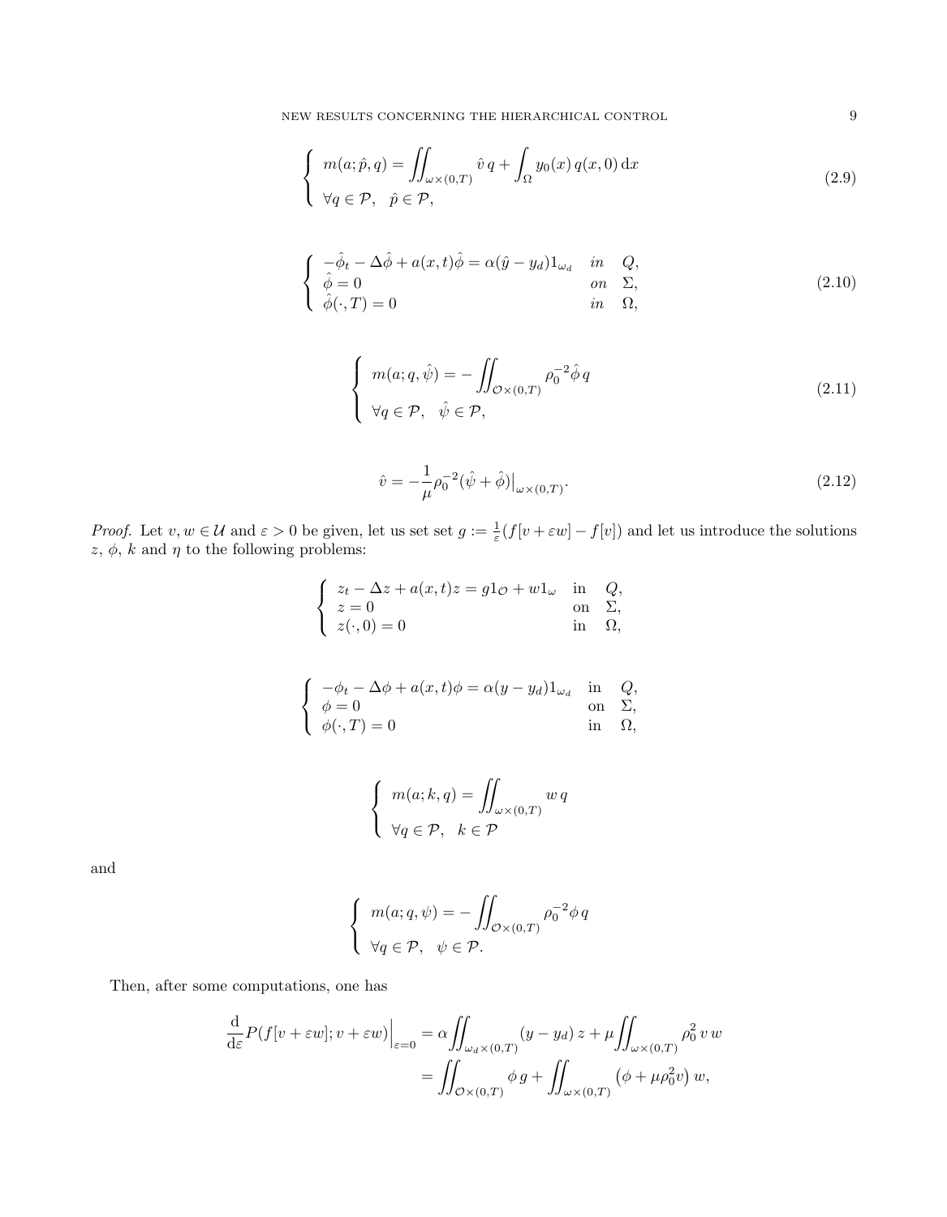$$
\left\{
\begin{array}{l}
m(a;\hat{p},q) = \displaystyle\iint_{\omega\times(0,T)} \hat{v}\,q + \int_\Omega y_0(x)\,q(x,0)\,\mathrm{d}x \\
\forall q \in \mathcal{P}, \quad \hat{p} \in \mathcal{P},
\end{array}
\right.
\tag{2.9}
$$

$$
\left\{
\begin{array}{lll}
-\hat{\phi}_t - \Delta\hat{\phi} + a(x,t)\hat{\phi} = \alpha(\hat{y} - y_d)1_{\omega_d} & in & Q, \\
\hat{\phi} = 0 & on & \Sigma, \\
\hat{\phi}(\cdot,T) = 0 & in & \Omega,
\end{array}
\right.
\tag{2.10}
$$

$$
\left\{
\begin{array}{l}
m(a;q,\hat{\psi}) = -\displaystyle\iint_{\mathcal{O}\times(0,T)} \rho_0^{-2}\hat{\phi}\,q \\
\forall q \in \mathcal{P}, \quad \hat{\psi} \in \mathcal{P},
\end{array}
\right.
\tag{2.11}
$$

$$
\hat{v} = -\frac{1}{\mu}\rho_0^{-2}(\hat{\psi} + \hat{\phi})\big|_{\omega\times(0,T)}.
\tag{2.12}
$$

*Proof.* Let $v, w \in \mathcal{U}$ and $\varepsilon > 0$ be given, let us set set $g := \frac{1}{\varepsilon}(f[v+\varepsilon w] - f[v])$ and let us introduce the solutions $z$, $\phi$, $k$ and $\eta$ to the following problems:

$$
\left\{
\begin{array}{lll}
z_t - \Delta z + a(x,t)z = g1_{\mathcal{O}} + w1_\omega & \text{in} & Q, \\
z = 0 & \text{on} & \Sigma, \\
z(\cdot,0) = 0 & \text{in} & \Omega,
\end{array}
\right.
$$

$$
\left\{
\begin{array}{lll}
-\phi_t - \Delta\phi + a(x,t)\phi = \alpha(y - y_d)1_{\omega_d} & \text{in} & Q, \\
\phi = 0 & \text{on} & \Sigma, \\
\phi(\cdot,T) = 0 & \text{in} & \Omega,
\end{array}
\right.
$$

$$
\left\{
\begin{array}{l}
m(a;k,q) = \displaystyle\iint_{\omega\times(0,T)} w\,q \\
\forall q \in \mathcal{P}, \quad k \in \mathcal{P}
\end{array}
\right.
$$

and

$$
\left\{
\begin{array}{l}
m(a;q,\psi) = -\displaystyle\iint_{\mathcal{O}\times(0,T)} \rho_0^{-2}\phi\,q \\
\forall q \in \mathcal{P}, \quad \psi \in \mathcal{P}.
\end{array}
\right.
$$

Then, after some computations, one has

$$
\begin{aligned}
\frac{\mathrm{d}}{\mathrm{d}\varepsilon}P(f[v+\varepsilon w]; v+\varepsilon w)\Big|_{\varepsilon=0} &= \alpha\iint_{\omega_d\times(0,T)} (y - y_d)\,z + \mu\iint_{\omega\times(0,T)} \rho_0^2\,v\,w \\
&= \iint_{\mathcal{O}\times(0,T)} \phi\,g + \iint_{\omega\times(0,T)} \left(\phi + \mu\rho_0^2 v\right) w,
\end{aligned}
$$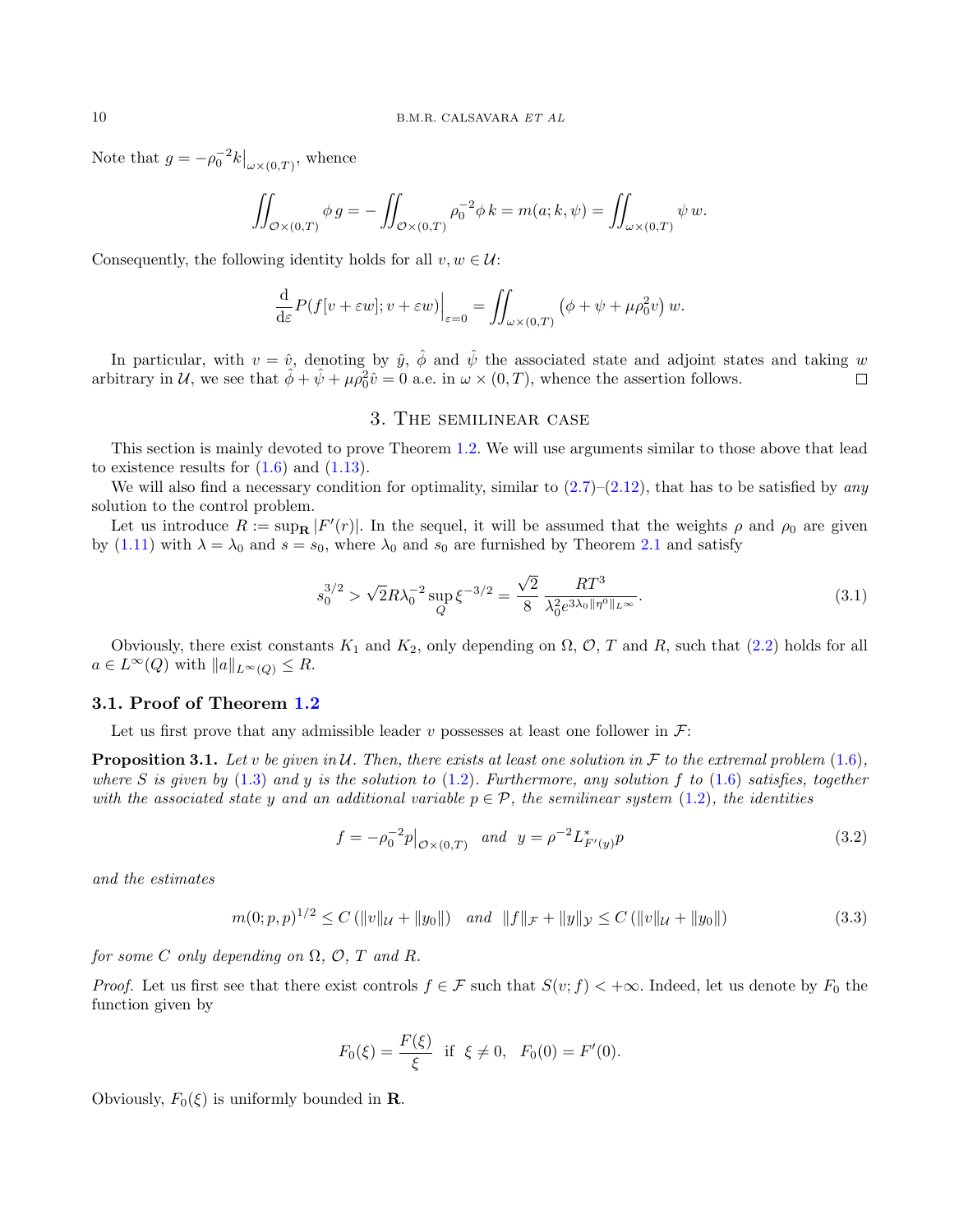Note that $g = -\rho_0^{-2} k\big|_{\omega\times(0,T)}$, whence

$$\iint_{\mathcal{O}\times(0,T)} \phi\, g = -\iint_{\mathcal{O}\times(0,T)} \rho_0^{-2} \phi\, k = m(a; k, \psi) = \iint_{\omega\times(0,T)} \psi\, w.$$

Consequently, the following identity holds for all $v, w \in \mathcal{U}$:

$$\frac{\mathrm{d}}{\mathrm{d}\varepsilon} P(f[v+\varepsilon w]; v+\varepsilon w)\Big|_{\varepsilon=0} = \iint_{\omega\times(0,T)} \left(\phi + \psi + \mu\rho_0^2 v\right) w.$$

In particular, with $v = \hat{v}$, denoting by $\hat{y}$, $\hat{\phi}$ and $\hat{\psi}$ the associated state and adjoint states and taking $w$ arbitrary in $\mathcal{U}$, we see that $\hat{\phi} + \hat{\psi} + \mu\rho_0^2 \hat{v} = 0$ a.e. in $\omega \times (0,T)$, whence the assertion follows. □

## 3. The semilinear case

This section is mainly devoted to prove Theorem 1.2. We will use arguments similar to those above that lead to existence results for (1.6) and (1.13).

We will also find a necessary condition for optimality, similar to (2.7)–(2.12), that has to be satisfied by *any* solution to the control problem.

Let us introduce $R := \sup_{\mathbf{R}} |F'(r)|$. In the sequel, it will be assumed that the weights $\rho$ and $\rho_0$ are given by (1.11) with $\lambda = \lambda_0$ and $s = s_0$, where $\lambda_0$ and $s_0$ are furnished by Theorem 2.1 and satisfy

$$s_0^{3/2} > \sqrt{2} R \lambda_0^{-2} \sup_Q \xi^{-3/2} = \frac{\sqrt{2}}{8} \frac{RT^3}{\lambda_0^2 e^{3\lambda_0 \|\eta^0\|_{L^\infty}}}. \tag{3.1}$$

Obviously, there exist constants $K_1$ and $K_2$, only depending on $\Omega$, $\mathcal{O}$, $T$ and $R$, such that (2.2) holds for all $a \in L^\infty(Q)$ with $\|a\|_{L^\infty(Q)} \le R$.

### 3.1. Proof of Theorem 1.2

Let us first prove that any admissible leader $v$ possesses at least one follower in $\mathcal{F}$:

**Proposition 3.1.** *Let $v$ be given in $\mathcal{U}$. Then, there exists at least one solution in $\mathcal{F}$ to the extremal problem (1.6), where $S$ is given by (1.3) and $y$ is the solution to (1.2). Furthermore, any solution $f$ to (1.6) satisfies, together with the associated state $y$ and an additional variable $p \in \mathcal{P}$, the semilinear system (1.2), the identities*

$$f = -\rho_0^{-2} p\big|_{\mathcal{O}\times(0,T)} \quad \textit{and} \quad y = \rho^{-2} L^*_{F'(y)} p \tag{3.2}$$

*and the estimates*

$$m(0; p, p)^{1/2} \le C\left(\|v\|_{\mathcal{U}} + \|y_0\|\right) \quad \textit{and} \quad \|f\|_{\mathcal{F}} + \|y\|_{\mathcal{Y}} \le C\left(\|v\|_{\mathcal{U}} + \|y_0\|\right) \tag{3.3}$$

*for some $C$ only depending on $\Omega$, $\mathcal{O}$, $T$ and $R$.*

*Proof.* Let us first see that there exist controls $f \in \mathcal{F}$ such that $S(v; f) < +\infty$. Indeed, let us denote by $F_0$ the function given by

$$F_0(\xi) = \frac{F(\xi)}{\xi} \quad \text{if} \quad \xi \neq 0, \quad F_0(0) = F'(0).$$

Obviously, $F_0(\xi)$ is uniformly bounded in $\mathbf{R}$.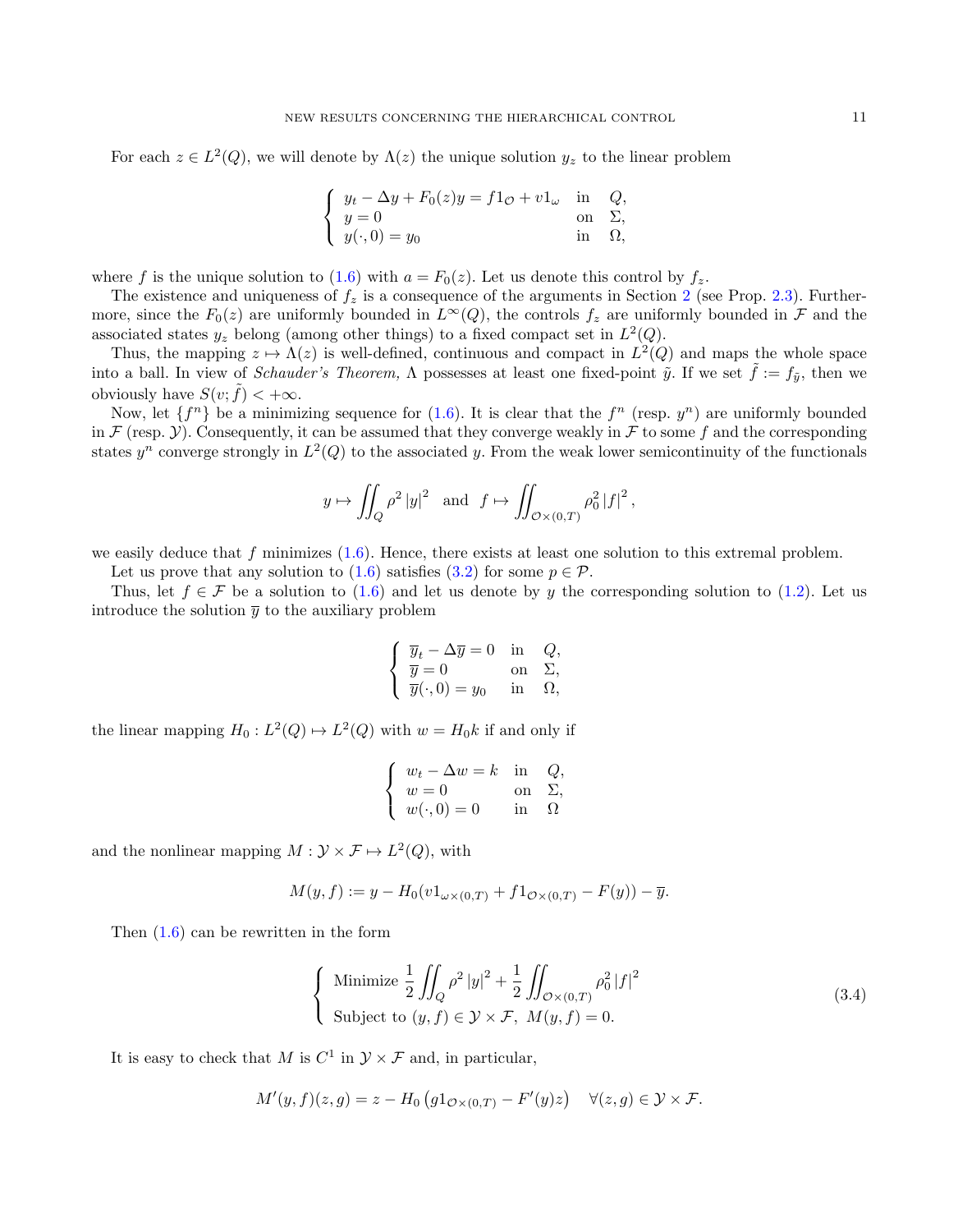For each $z \in L^2(Q)$, we will denote by $\Lambda(z)$ the unique solution $y_z$ to the linear problem

$$
\left\{ \begin{array}{ll} y_t - \Delta y + F_0(z)y = f 1_{\mathcal{O}} + v 1_\omega & \text{in} \quad Q, \\ y = 0 & \text{on} \quad \Sigma, \\ y(\cdot, 0) = y_0 & \text{in} \quad \Omega, \end{array} \right.
$$

where $f$ is the unique solution to (1.6) with $a = F_0(z)$. Let us denote this control by $f_z$.

The existence and uniqueness of $f_z$ is a consequence of the arguments in Section 2 (see Prop. 2.3). Furthermore, since the $F_0(z)$ are uniformly bounded in $L^\infty(Q)$, the controls $f_z$ are uniformly bounded in $\mathcal{F}$ and the associated states $y_z$ belong (among other things) to a fixed compact set in $L^2(Q)$.

Thus, the mapping $z \mapsto \Lambda(z)$ is well-defined, continuous and compact in $L^2(Q)$ and maps the whole space into a ball. In view of *Schauder's Theorem,* $\Lambda$ possesses at least one fixed-point $\tilde{y}$. If we set $\tilde{f} := f_{\tilde{y}}$, then we obviously have $S(v; \tilde{f}) < +\infty$.

Now, let $\{f^n\}$ be a minimizing sequence for (1.6). It is clear that the $f^n$ (resp. $y^n$) are uniformly bounded in $\mathcal{F}$ (resp. $\mathcal{Y}$). Consequently, it can be assumed that they converge weakly in $\mathcal{F}$ to some $f$ and the corresponding states $y^n$ converge strongly in $L^2(Q)$ to the associated $y$. From the weak lower semicontinuity of the functionals

$$
y \mapsto \iint_Q \rho^2 \, |y|^2 \quad \text{and} \quad f \mapsto \iint_{\mathcal{O}\times(0,T)} \rho_0^2 \, |f|^2 \, ,
$$

we easily deduce that $f$ minimizes (1.6). Hence, there exists at least one solution to this extremal problem.

Let us prove that any solution to (1.6) satisfies (3.2) for some $p \in \mathcal{P}$.

Thus, let $f \in \mathcal{F}$ be a solution to (1.6) and let us denote by $y$ the corresponding solution to (1.2). Let us introduce the solution $\overline{y}$ to the auxiliary problem

$$
\left\{ \begin{array}{ll} \overline{y}_t - \Delta \overline{y} = 0 & \text{in} \quad Q, \\ \overline{y} = 0 & \text{on} \quad \Sigma, \\ \overline{y}(\cdot, 0) = y_0 & \text{in} \quad \Omega, \end{array} \right.
$$

the linear mapping $H_0 : L^2(Q) \mapsto L^2(Q)$ with $w = H_0 k$ if and only if

$$
\left\{ \begin{array}{ll} w_t - \Delta w = k & \text{in} \quad Q, \\ w = 0 & \text{on} \quad \Sigma, \\ w(\cdot, 0) = 0 & \text{in} \quad \Omega \end{array} \right.
$$

and the nonlinear mapping $M : \mathcal{Y} \times \mathcal{F} \mapsto L^2(Q)$, with

$$
M(y, f) := y - H_0(v 1_{\omega\times(0,T)} + f 1_{\mathcal{O}\times(0,T)} - F(y)) - \overline{y}.
$$

Then (1.6) can be rewritten in the form

$$
\left\{ \begin{array}{l} \text{Minimize } \dfrac{1}{2} \displaystyle\iint_Q \rho^2 \, |y|^2 + \dfrac{1}{2} \iint_{\mathcal{O}\times(0,T)} \rho_0^2 \, |f|^2 \\ \text{Subject to } (y, f) \in \mathcal{Y} \times \mathcal{F}, \ M(y, f) = 0. \end{array} \right. \tag{3.4}
$$

It is easy to check that $M$ is $C^1$ in $\mathcal{Y} \times \mathcal{F}$ and, in particular,

$$
M'(y, f)(z, g) = z - H_0 \left( g 1_{\mathcal{O}\times(0,T)} - F'(y) z \right) \quad \forall (z, g) \in \mathcal{Y} \times \mathcal{F}.
$$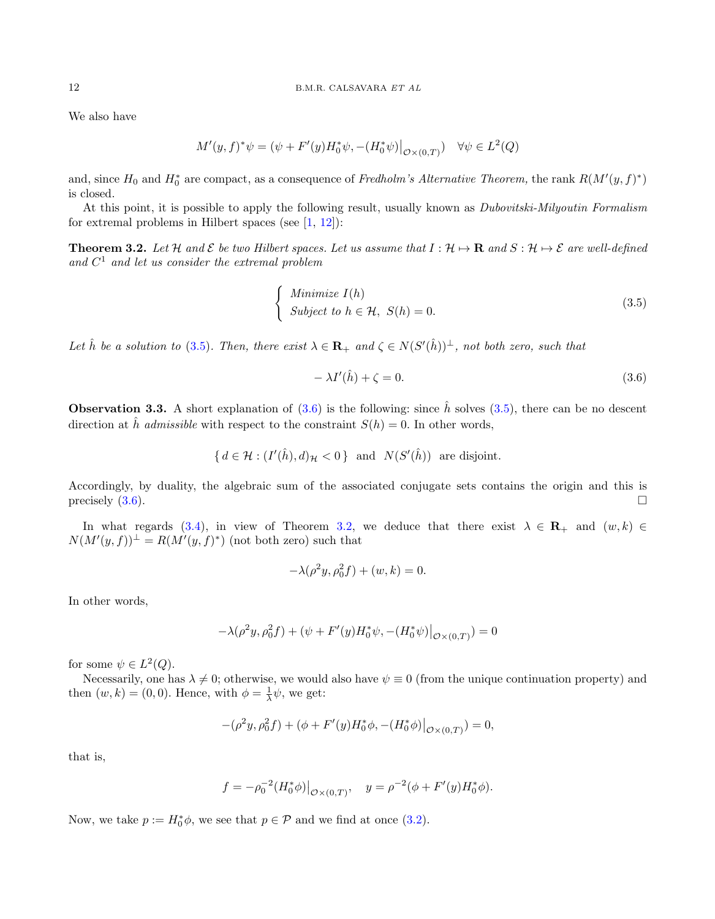We also have

$$M'(y,f)^*\psi = (\psi + F'(y)H_0^*\psi, -(H_0^*\psi)\big|_{\mathcal{O}\times(0,T)}) \quad \forall \psi \in L^2(Q)$$

and, since $H_0$ and $H_0^*$ are compact, as a consequence of *Fredholm's Alternative Theorem*, the rank $R(M'(y,f)^*)$ is closed.

At this point, it is possible to apply the following result, usually known as *Dubovitski-Milyoutin Formalism* for extremal problems in Hilbert spaces (see [1, 12]):

**Theorem 3.2.** *Let $\mathcal{H}$ and $\mathcal{E}$ be two Hilbert spaces. Let us assume that $I : \mathcal{H} \mapsto \mathbf{R}$ and $S : \mathcal{H} \mapsto \mathcal{E}$ are well-defined and $C^1$ and let us consider the extremal problem*

$$\begin{cases} \text{Minimize } I(h) \\ \text{Subject to } h \in \mathcal{H},\ S(h) = 0. \end{cases} \tag{3.5}$$

*Let $\hat{h}$ be a solution to (3.5). Then, there exist $\lambda \in \mathbf{R}_+$ and $\zeta \in N(S'(\hat{h}))^\perp$, not both zero, such that*

$$-\lambda I'(\hat{h}) + \zeta = 0. \tag{3.6}$$

**Observation 3.3.** A short explanation of (3.6) is the following: since $\hat{h}$ solves (3.5), there can be no descent direction at $\hat{h}$ *admissible* with respect to the constraint $S(h) = 0$. In other words,

$$\{\, d \in \mathcal{H} : (I'(\hat{h}), d)_{\mathcal{H}} < 0 \,\} \ \text{ and } \ N(S'(\hat{h})) \ \text{ are disjoint.}$$

Accordingly, by duality, the algebraic sum of the associated conjugate sets contains the origin and this is precisely (3.6). □

In what regards (3.4), in view of Theorem 3.2, we deduce that there exist $\lambda \in \mathbf{R}_+$ and $(w,k) \in N(M'(y,f))^\perp = R(M'(y,f)^*)$ (not both zero) such that

$$-\lambda(\rho^2 y, \rho_0^2 f) + (w,k) = 0.$$

In other words,

$$-\lambda(\rho^2 y, \rho_0^2 f) + (\psi + F'(y)H_0^*\psi, -(H_0^*\psi)\big|_{\mathcal{O}\times(0,T)}) = 0$$

for some $\psi \in L^2(Q)$.

Necessarily, one has $\lambda \neq 0$; otherwise, we would also have $\psi \equiv 0$ (from the unique continuation property) and then $(w,k) = (0,0)$. Hence, with $\phi = \frac{1}{\lambda}\psi$, we get:

$$-(\rho^2 y, \rho_0^2 f) + (\phi + F'(y)H_0^*\phi, -(H_0^*\phi)\big|_{\mathcal{O}\times(0,T)}) = 0,$$

that is,

$$f = -\rho_0^{-2}(H_0^*\phi)\big|_{\mathcal{O}\times(0,T)}, \quad y = \rho^{-2}(\phi + F'(y)H_0^*\phi).$$

Now, we take $p := H_0^*\phi$, we see that $p \in \mathcal{P}$ and we find at once (3.2).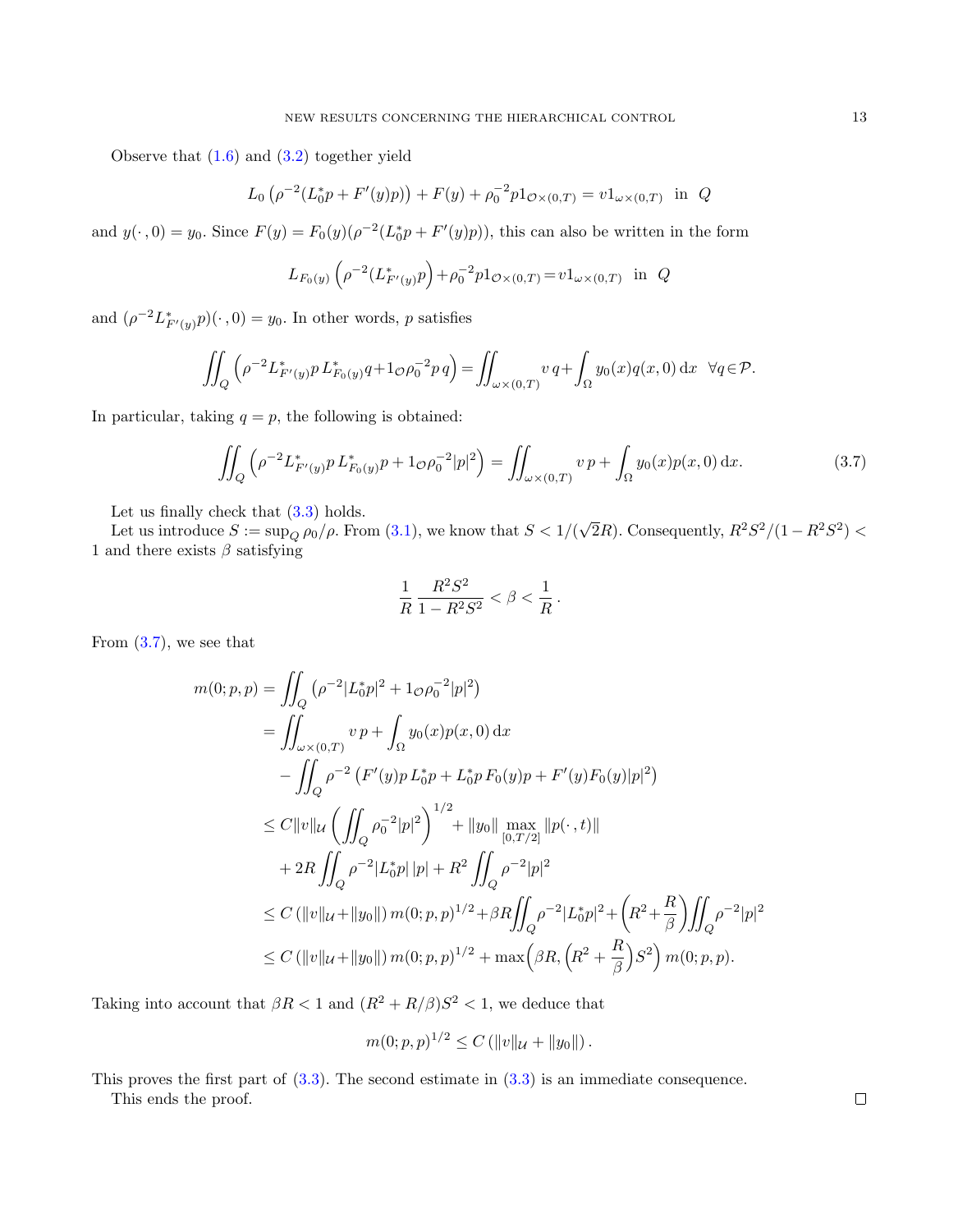Observe that (1.6) and (3.2) together yield

$$L_0\left(\rho^{-2}(L_0^* p + F'(y)p)\right) + F(y) + \rho_0^{-2} p 1_{\mathcal{O}\times(0,T)} = v 1_{\omega\times(0,T)} \ \text{ in } \ Q$$

and $y(\cdot\,,0)=y_0$. Since $F(y)=F_0(y)(\rho^{-2}(L_0^*p+F'(y)p))$, this can also be written in the form

$$L_{F_0(y)}\left(\rho^{-2}(L_{F'(y)}^* p\right) + \rho_0^{-2} p 1_{\mathcal{O}\times(0,T)} = v 1_{\omega\times(0,T)} \ \text{ in } \ Q$$

and $(\rho^{-2}L_{F'(y)}^* p)(\cdot\,,0)=y_0$. In other words, $p$ satisfies

$$\iint_Q \left(\rho^{-2} L_{F'(y)}^* p \, L_{F_0(y)}^* q + 1_{\mathcal{O}} \rho_0^{-2} p\, q\right) = \iint_{\omega\times(0,T)} v\, q + \int_\Omega y_0(x) q(x,0)\,\mathrm{d}x \quad \forall q \in \mathcal{P}.$$

In particular, taking $q=p$, the following is obtained:

$$\iint_Q \left(\rho^{-2} L_{F'(y)}^* p \, L_{F_0(y)}^* p + 1_{\mathcal{O}} \rho_0^{-2} |p|^2\right) = \iint_{\omega\times(0,T)} v\, p + \int_\Omega y_0(x) p(x,0)\,\mathrm{d}x. \tag{3.7}$$

Let us finally check that (3.3) holds.

Let us introduce $S := \sup_Q \rho_0/\rho$. From (3.1), we know that $S < 1/(\sqrt{2}R)$. Consequently, $R^2S^2/(1-R^2S^2) < 1$ and there exists $\beta$ satisfying

$$\frac{1}{R}\,\frac{R^2S^2}{1-R^2S^2} < \beta < \frac{1}{R}\,.$$

From (3.7), we see that

$$\begin{aligned}
m(0;p,p) &= \iint_Q \left(\rho^{-2}|L_0^* p|^2 + 1_{\mathcal{O}}\rho_0^{-2}|p|^2\right) \\
&= \iint_{\omega\times(0,T)} v\,p + \int_\Omega y_0(x)p(x,0)\,\mathrm{d}x \\
&\quad - \iint_Q \rho^{-2}\left(F'(y)p\, L_0^* p + L_0^* p\, F_0(y) p + F'(y)F_0(y)|p|^2\right) \\
&\le C\|v\|_{\mathcal{U}} \left(\iint_Q \rho_0^{-2}|p|^2\right)^{1/2} + \|y_0\| \max_{[0,T/2]} \|p(\cdot\,,t)\| \\
&\quad + 2R \iint_Q \rho^{-2}|L_0^* p|\,|p| + R^2 \iint_Q \rho^{-2}|p|^2 \\
&\le C\left(\|v\|_{\mathcal{U}} + \|y_0\|\right) m(0;p,p)^{1/2} + \beta R \iint_Q \rho^{-2}|L_0^* p|^2 + \left(R^2 + \frac{R}{\beta}\right)\iint_Q \rho^{-2}|p|^2 \\
&\le C\left(\|v\|_{\mathcal{U}} + \|y_0\|\right) m(0;p,p)^{1/2} + \max\Big(\beta R, \Big(R^2 + \frac{R}{\beta}\Big)S^2\Big)\, m(0;p,p).
\end{aligned}$$

Taking into account that $\beta R < 1$ and $(R^2 + R/\beta)S^2 < 1$, we deduce that

$$m(0;p,p)^{1/2} \le C\left(\|v\|_{\mathcal{U}} + \|y_0\|\right).$$

This proves the first part of (3.3). The second estimate in (3.3) is an immediate consequence.

This ends the proof. $\square$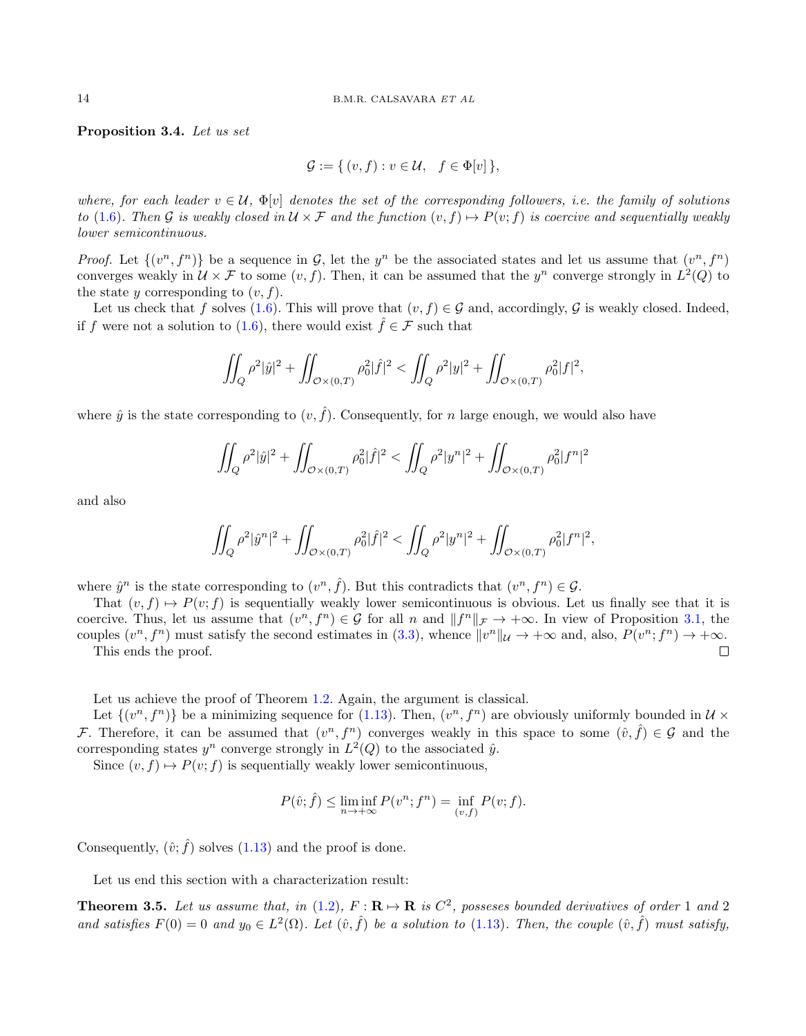**Proposition 3.4.** *Let us set*

$$\mathcal{G} := \{\, (v, f) : v \in \mathcal{U}, \quad f \in \Phi[v] \,\},$$

*where, for each leader $v \in \mathcal{U}$, $\Phi[v]$ denotes the set of the corresponding followers, i.e. the family of solutions to (1.6). Then $\mathcal{G}$ is weakly closed in $\mathcal{U} \times \mathcal{F}$ and the function $(v, f) \mapsto P(v; f)$ is coercive and sequentially weakly lower semicontinuous.*

*Proof.* Let $\{(v^n, f^n)\}$ be a sequence in $\mathcal{G}$, let the $y^n$ be the associated states and let us assume that $(v^n, f^n)$ converges weakly in $\mathcal{U} \times \mathcal{F}$ to some $(v, f)$. Then, it can be assumed that the $y^n$ converge strongly in $L^2(Q)$ to the state $y$ corresponding to $(v, f)$.

Let us check that $f$ solves (1.6). This will prove that $(v, f) \in \mathcal{G}$ and, accordingly, $\mathcal{G}$ is weakly closed. Indeed, if $f$ were not a solution to (1.6), there would exist $\hat{f} \in \mathcal{F}$ such that

$$\iint_Q \rho^2 |\hat{y}|^2 + \iint_{\mathcal{O}\times(0,T)} \rho_0^2 |\hat{f}|^2 < \iint_Q \rho^2 |y|^2 + \iint_{\mathcal{O}\times(0,T)} \rho_0^2 |f|^2,$$

where $\hat{y}$ is the state corresponding to $(v, \hat{f})$. Consequently, for $n$ large enough, we would also have

$$\iint_Q \rho^2 |\hat{y}|^2 + \iint_{\mathcal{O}\times(0,T)} \rho_0^2 |\hat{f}|^2 < \iint_Q \rho^2 |y^n|^2 + \iint_{\mathcal{O}\times(0,T)} \rho_0^2 |f^n|^2$$

and also

$$\iint_Q \rho^2 |\hat{y}^n|^2 + \iint_{\mathcal{O}\times(0,T)} \rho_0^2 |\hat{f}|^2 < \iint_Q \rho^2 |y^n|^2 + \iint_{\mathcal{O}\times(0,T)} \rho_0^2 |f^n|^2,$$

where $\hat{y}^n$ is the state corresponding to $(v^n, \hat{f})$. But this contradicts that $(v^n, f^n) \in \mathcal{G}$.

That $(v, f) \mapsto P(v; f)$ is sequentially weakly lower semicontinuous is obvious. Let us finally see that it is coercive. Thus, let us assume that $(v^n, f^n) \in \mathcal{G}$ for all $n$ and $\|f^n\|_{\mathcal{F}} \to +\infty$. In view of Proposition 3.1, the couples $(v^n, f^n)$ must satisfy the second estimates in (3.3), whence $\|v^n\|_{\mathcal{U}} \to +\infty$ and, also, $P(v^n; f^n) \to +\infty$.

This ends the proof. $\square$

Let us achieve the proof of Theorem 1.2. Again, the argument is classical.

Let $\{(v^n, f^n)\}$ be a minimizing sequence for (1.13). Then, $(v^n, f^n)$ are obviously uniformly bounded in $\mathcal{U} \times \mathcal{F}$. Therefore, it can be assumed that $(v^n, f^n)$ converges weakly in this space to some $(\hat{v}, \hat{f}) \in \mathcal{G}$ and the corresponding states $y^n$ converge strongly in $L^2(Q)$ to the associated $\hat{y}$.

Since $(v, f) \mapsto P(v; f)$ is sequentially weakly lower semicontinuous,

$$P(\hat{v}; \hat{f}) \leq \liminf_{n\to+\infty} P(v^n; f^n) = \inf_{(v,f)} P(v; f).$$

Consequently, $(\hat{v}; \hat{f})$ solves (1.13) and the proof is done.

Let us end this section with a characterization result:

**Theorem 3.5.** *Let us assume that, in (1.2), $F : \mathbf{R} \mapsto \mathbf{R}$ is $C^2$, posseses bounded derivatives of order 1 and 2 and satisfies $F(0) = 0$ and $y_0 \in L^2(\Omega)$. Let $(\hat{v}, \hat{f})$ be a solution to (1.13). Then, the couple $(\hat{v}, \hat{f})$ must satisfy,*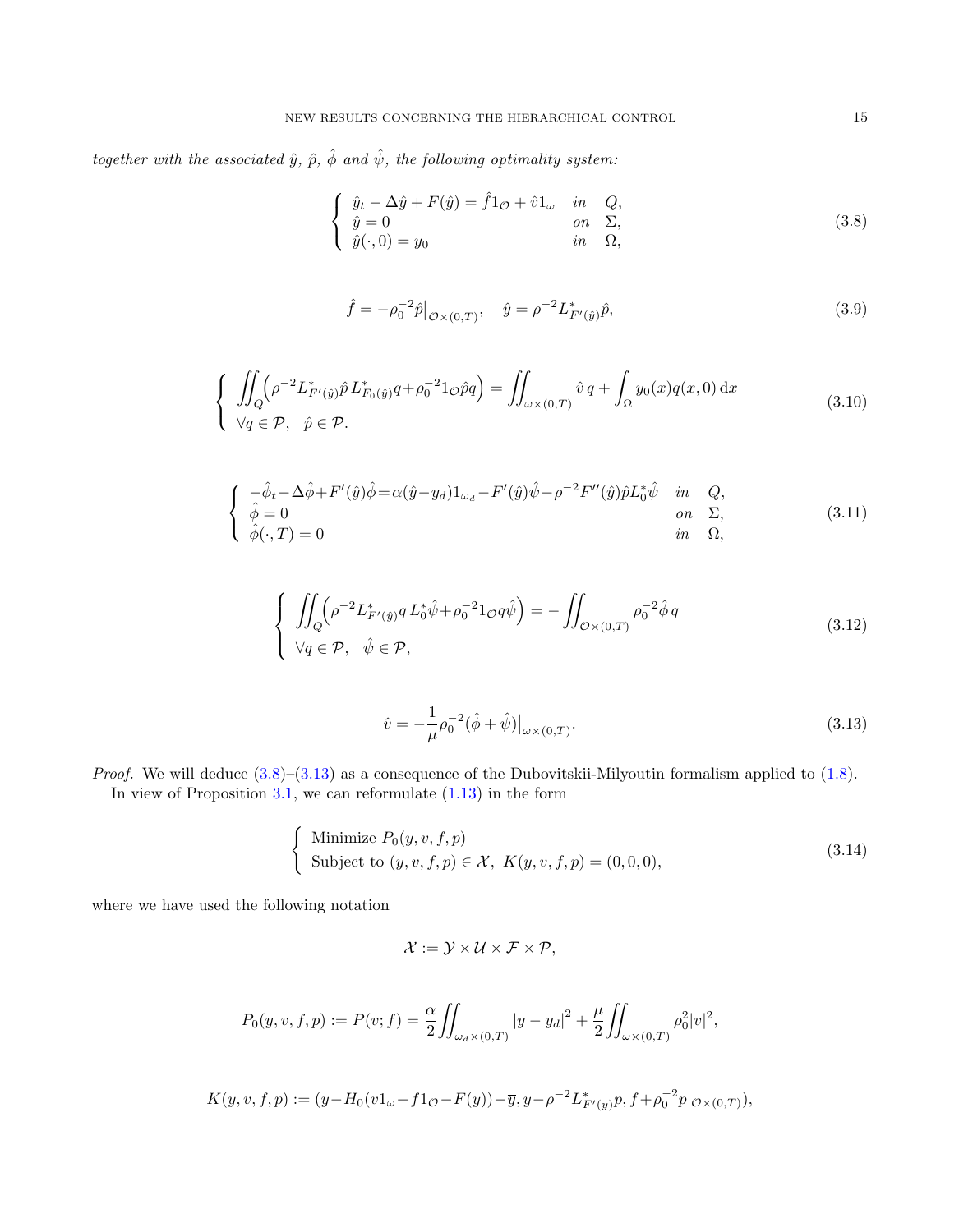*together with the associated $\hat{y}$, $\hat{p}$, $\hat{\phi}$ and $\hat{\psi}$, the following optimality system:*

$$
\left\{
\begin{array}{lll}
\hat{y}_t - \Delta \hat{y} + F(\hat{y}) = \hat{f} 1_{\mathcal{O}} + \hat{v} 1_{\omega} & in & Q, \\
\hat{y} = 0 & on & \Sigma, \\
\hat{y}(\cdot, 0) = y_0 & in & \Omega,
\end{array}
\right.
\tag{3.8}
$$

$$
\hat{f} = -\rho_0^{-2} \hat{p}\big|_{\mathcal{O}\times(0,T)}, \quad \hat{y} = \rho^{-2} L^*_{F'(\hat{y})} \hat{p},
\tag{3.9}
$$

$$
\left\{
\begin{array}{l}
\displaystyle \iint_Q \Big( \rho^{-2} L^*_{F'(\hat{y})} \hat{p} \, L^*_{F_0(\hat{y})} q + \rho_0^{-2} 1_{\mathcal{O}} \hat{p} q \Big) = \iint_{\omega\times(0,T)} \hat{v} \, q + \int_\Omega y_0(x) q(x,0) \, \mathrm{d}x \\
\forall q \in \mathcal{P}, \quad \hat{p} \in \mathcal{P}.
\end{array}
\right.
\tag{3.10}
$$

$$
\left\{
\begin{array}{lll}
-\hat{\phi}_t - \Delta \hat{\phi} + F'(\hat{y}) \hat{\phi} = \alpha (\hat{y} - y_d) 1_{\omega_d} - F'(\hat{y}) \hat{\psi} - \rho^{-2} F''(\hat{y}) \hat{p} L_0^* \hat{\psi} & in & Q, \\
\hat{\phi} = 0 & on & \Sigma, \\
\hat{\phi}(\cdot, T) = 0 & in & \Omega,
\end{array}
\right.
\tag{3.11}
$$

$$
\left\{
\begin{array}{l}
\displaystyle \iint_Q \Big( \rho^{-2} L^*_{F'(\hat{y})} q \, L_0^* \hat{\psi} + \rho_0^{-2} 1_{\mathcal{O}} q \hat{\psi} \Big) = - \iint_{\mathcal{O}\times(0,T)} \rho_0^{-2} \hat{\phi} \, q \\
\forall q \in \mathcal{P}, \quad \hat{\psi} \in \mathcal{P},
\end{array}
\right.
\tag{3.12}
$$

$$
\hat{v} = -\frac{1}{\mu} \rho_0^{-2} (\hat{\phi} + \hat{\psi})\big|_{\omega\times(0,T)}.
\tag{3.13}
$$

*Proof.* We will deduce (3.8)–(3.13) as a consequence of the Dubovitskii-Milyoutin formalism applied to (1.8).

In view of Proposition 3.1, we can reformulate (1.13) in the form

$$
\left\{
\begin{array}{l}
\text{Minimize } P_0(y, v, f, p) \\
\text{Subject to } (y, v, f, p) \in \mathcal{X}, \; K(y, v, f, p) = (0, 0, 0),
\end{array}
\right.
\tag{3.14}
$$

where we have used the following notation

$$
\mathcal{X} := \mathcal{Y} \times \mathcal{U} \times \mathcal{F} \times \mathcal{P},
$$

$$
P_0(y, v, f, p) := P(v; f) = \frac{\alpha}{2} \iint_{\omega_d \times (0,T)} |y - y_d|^2 + \frac{\mu}{2} \iint_{\omega\times(0,T)} \rho_0^2 |v|^2,
$$

$$
K(y, v, f, p) := (y - H_0(v 1_\omega + f 1_{\mathcal{O}} - F(y)) - \overline{y}, y - \rho^{-2} L^*_{F'(y)} p, f + \rho_0^{-2} p|_{\mathcal{O}\times(0,T)}),
$$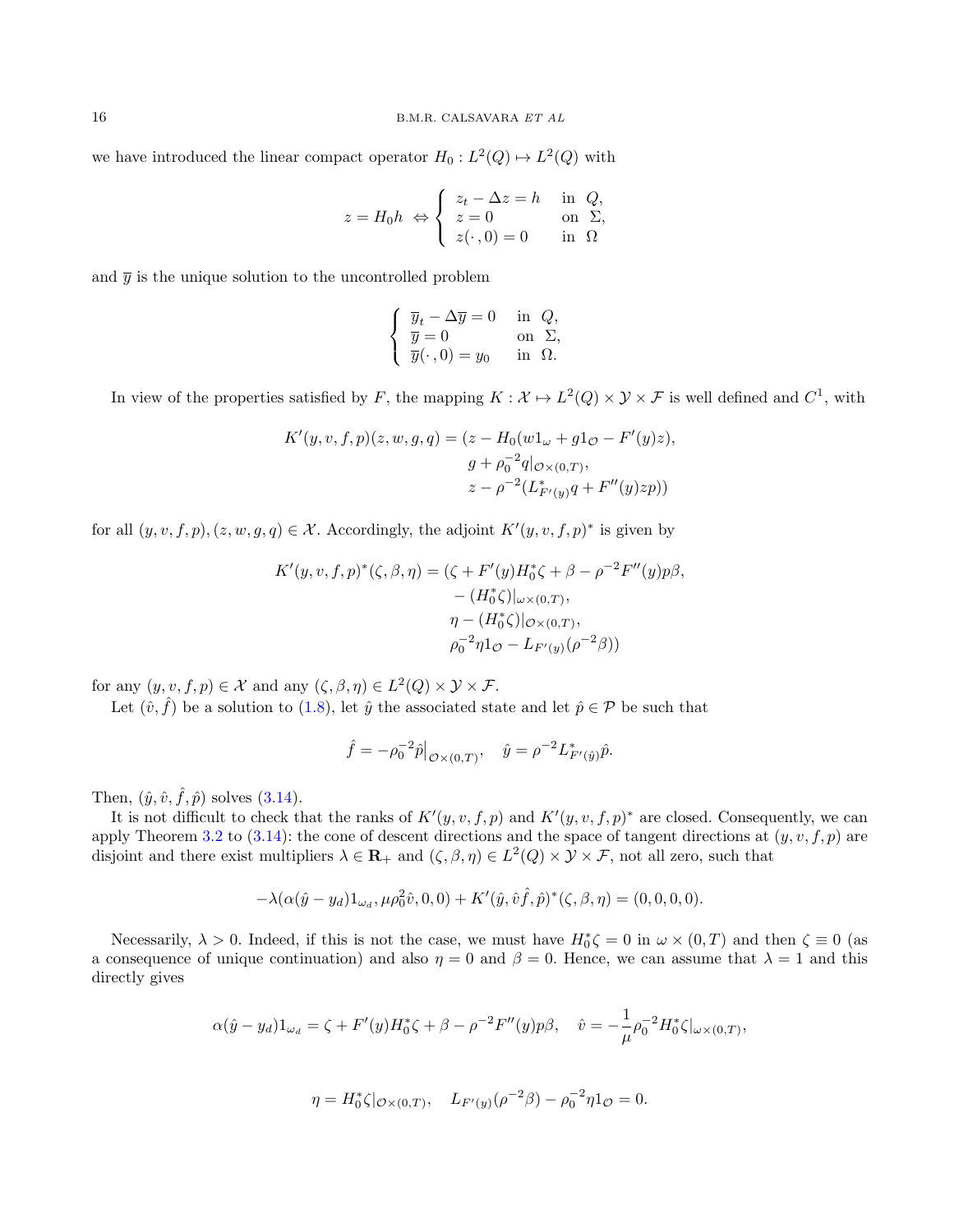we have introduced the linear compact operator $H_0 : L^2(Q) \mapsto L^2(Q)$ with

$$
z = H_0 h \;\Leftrightarrow \left\{ \begin{array}{ll} z_t - \Delta z = h & \text{in } \; Q, \\ z = 0 & \text{on } \; \Sigma, \\ z(\cdot\,, 0) = 0 & \text{in } \; \Omega \end{array} \right.
$$

and $\overline{y}$ is the unique solution to the uncontrolled problem

$$
\left\{ \begin{array}{ll} \overline{y}_t - \Delta \overline{y} = 0 & \text{in } \; Q, \\ \overline{y} = 0 & \text{on } \; \Sigma, \\ \overline{y}(\cdot\,, 0) = y_0 & \text{in } \; \Omega. \end{array} \right.
$$

In view of the properties satisfied by $F$, the mapping $K : \mathcal{X} \mapsto L^2(Q) \times \mathcal{Y} \times \mathcal{F}$ is well defined and $C^1$, with

$$
\begin{aligned}
K'(y, v, f, p)(z, w, g, q) = (z - H_0(w 1_\omega + g 1_{\mathcal{O}} - F'(y) z),& \\
g + \rho_0^{-2} q|_{\mathcal{O}\times(0,T)},& \\
z - \rho^{-2}(L^*_{F'(y)} q + F''(y) z p))&
\end{aligned}
$$

for all $(y, v, f, p), (z, w, g, q) \in \mathcal{X}$. Accordingly, the adjoint $K'(y, v, f, p)^*$ is given by

$$
\begin{aligned}
K'(y, v, f, p)^*(\zeta, \beta, \eta) = (\zeta + F'(y) H_0^* \zeta + \beta - \rho^{-2} F''(y) p \beta,& \\
- (H_0^* \zeta)|_{\omega\times(0,T)},& \\
\eta - (H_0^* \zeta)|_{\mathcal{O}\times(0,T)},& \\
\rho_0^{-2} \eta 1_{\mathcal{O}} - L_{F'(y)}(\rho^{-2} \beta))&
\end{aligned}
$$

for any $(y, v, f, p) \in \mathcal{X}$ and any $(\zeta, \beta, \eta) \in L^2(Q) \times \mathcal{Y} \times \mathcal{F}$.

Let $(\hat{v}, \hat{f})$ be a solution to (1.8), let $\hat{y}$ the associated state and let $\hat{p} \in \mathcal{P}$ be such that

$$
\hat{f} = -\rho_0^{-2} \hat{p}\big|_{\mathcal{O}\times(0,T)}, \quad \hat{y} = \rho^{-2} L^*_{F'(\hat{y})} \hat{p}.
$$

Then, $(\hat{y}, \hat{v}, \hat{f}, \hat{p})$ solves (3.14).

It is not difficult to check that the ranks of $K'(y, v, f, p)$ and $K'(y, v, f, p)^*$ are closed. Consequently, we can apply Theorem 3.2 to (3.14): the cone of descent directions and the space of tangent directions at $(y, v, f, p)$ are disjoint and there exist multipliers $\lambda \in \mathbf{R}_+$ and $(\zeta, \beta, \eta) \in L^2(Q) \times \mathcal{Y} \times \mathcal{F}$, not all zero, such that

$$
-\lambda(\alpha(\hat{y} - y_d) 1_{\omega_d}, \mu \rho_0^2 \hat{v}, 0, 0) + K'(\hat{y}, \hat{v} \hat{f}, \hat{p})^*(\zeta, \beta, \eta) = (0, 0, 0, 0).
$$

Necessarily, $\lambda > 0$. Indeed, if this is not the case, we must have $H_0^* \zeta = 0$ in $\omega \times (0, T)$ and then $\zeta \equiv 0$ (as a consequence of unique continuation) and also $\eta = 0$ and $\beta = 0$. Hence, we can assume that $\lambda = 1$ and this directly gives

$$
\alpha(\hat{y} - y_d) 1_{\omega_d} = \zeta + F'(y) H_0^* \zeta + \beta - \rho^{-2} F''(y) p \beta, \quad \hat{v} = -\frac{1}{\mu} \rho_0^{-2} H_0^* \zeta|_{\omega\times(0,T)},
$$

$$
\eta = H_0^* \zeta|_{\mathcal{O}\times(0,T)}, \quad L_{F'(y)}(\rho^{-2} \beta) - \rho_0^{-2} \eta 1_{\mathcal{O}} = 0.
$$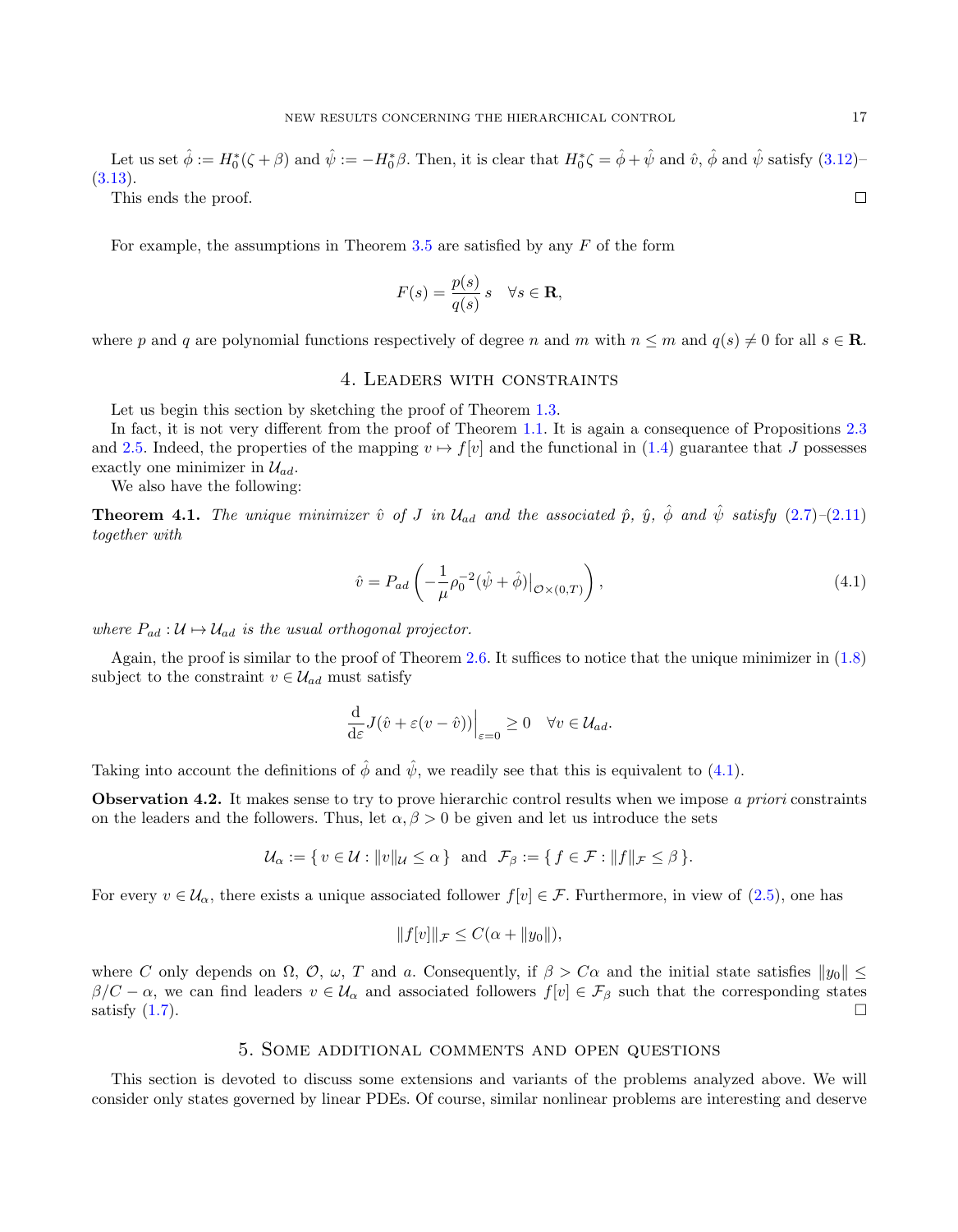Let us set $\hat{\phi} := H_0^*(\zeta + \beta)$ and $\hat{\psi} := -H_0^*\beta$. Then, it is clear that $H_0^*\zeta = \hat{\phi} + \hat{\psi}$ and $\hat{v}$, $\hat{\phi}$ and $\hat{\psi}$ satisfy (3.12)–(3.13).

This ends the proof. $\square$

For example, the assumptions in Theorem 3.5 are satisfied by any $F$ of the form

$$F(s) = \frac{p(s)}{q(s)}\, s \quad \forall s \in \mathbf{R},$$

where $p$ and $q$ are polynomial functions respectively of degree $n$ and $m$ with $n \le m$ and $q(s) \neq 0$ for all $s \in \mathbf{R}$.

## 4. Leaders with constraints

Let us begin this section by sketching the proof of Theorem 1.3.

In fact, it is not very different from the proof of Theorem 1.1. It is again a consequence of Propositions 2.3 and 2.5. Indeed, the properties of the mapping $v \mapsto f[v]$ and the functional in (1.4) guarantee that $J$ possesses exactly one minimizer in $\mathcal{U}_{ad}$.

We also have the following:

**Theorem 4.1.** *The unique minimizer $\hat{v}$ of $J$ in $\mathcal{U}_{ad}$ and the associated $\hat{p}$, $\hat{y}$, $\hat{\phi}$ and $\hat{\psi}$ satisfy (2.7)–(2.11) together with*

$$\hat{v} = P_{ad}\left(-\frac{1}{\mu}\rho_0^{-2}(\hat{\psi} + \hat{\phi})\big|_{\mathcal{O}\times(0,T)}\right), \tag{4.1}$$

*where $P_{ad} : \mathcal{U} \mapsto \mathcal{U}_{ad}$ is the usual orthogonal projector.*

Again, the proof is similar to the proof of Theorem 2.6. It suffices to notice that the unique minimizer in (1.8) subject to the constraint $v \in \mathcal{U}_{ad}$ must satisfy

$$\frac{\mathrm{d}}{\mathrm{d}\varepsilon} J(\hat{v} + \varepsilon(v - \hat{v}))\Big|_{\varepsilon=0} \ge 0 \quad \forall v \in \mathcal{U}_{ad}.$$

Taking into account the definitions of $\hat{\phi}$ and $\hat{\psi}$, we readily see that this is equivalent to (4.1).

**Observation 4.2.** It makes sense to try to prove hierarchic control results when we impose *a priori* constraints on the leaders and the followers. Thus, let $\alpha, \beta > 0$ be given and let us introduce the sets

$$\mathcal{U}_\alpha := \{\, v \in \mathcal{U} : \|v\|_{\mathcal{U}} \le \alpha \,\} \;\text{ and }\; \mathcal{F}_\beta := \{\, f \in \mathcal{F} : \|f\|_{\mathcal{F}} \le \beta \,\}.$$

For every $v \in \mathcal{U}_\alpha$, there exists a unique associated follower $f[v] \in \mathcal{F}$. Furthermore, in view of (2.5), one has

$$\|f[v]\|_{\mathcal{F}} \le C(\alpha + \|y_0\|),$$

where $C$ only depends on $\Omega$, $\mathcal{O}$, $\omega$, $T$ and $a$. Consequently, if $\beta > C\alpha$ and the initial state satisfies $\|y_0\| \le \beta/C - \alpha$, we can find leaders $v \in \mathcal{U}_\alpha$ and associated followers $f[v] \in \mathcal{F}_\beta$ such that the corresponding states satisfy (1.7). $\square$

## 5. Some additional comments and open questions

This section is devoted to discuss some extensions and variants of the problems analyzed above. We will consider only states governed by linear PDEs. Of course, similar nonlinear problems are interesting and deserve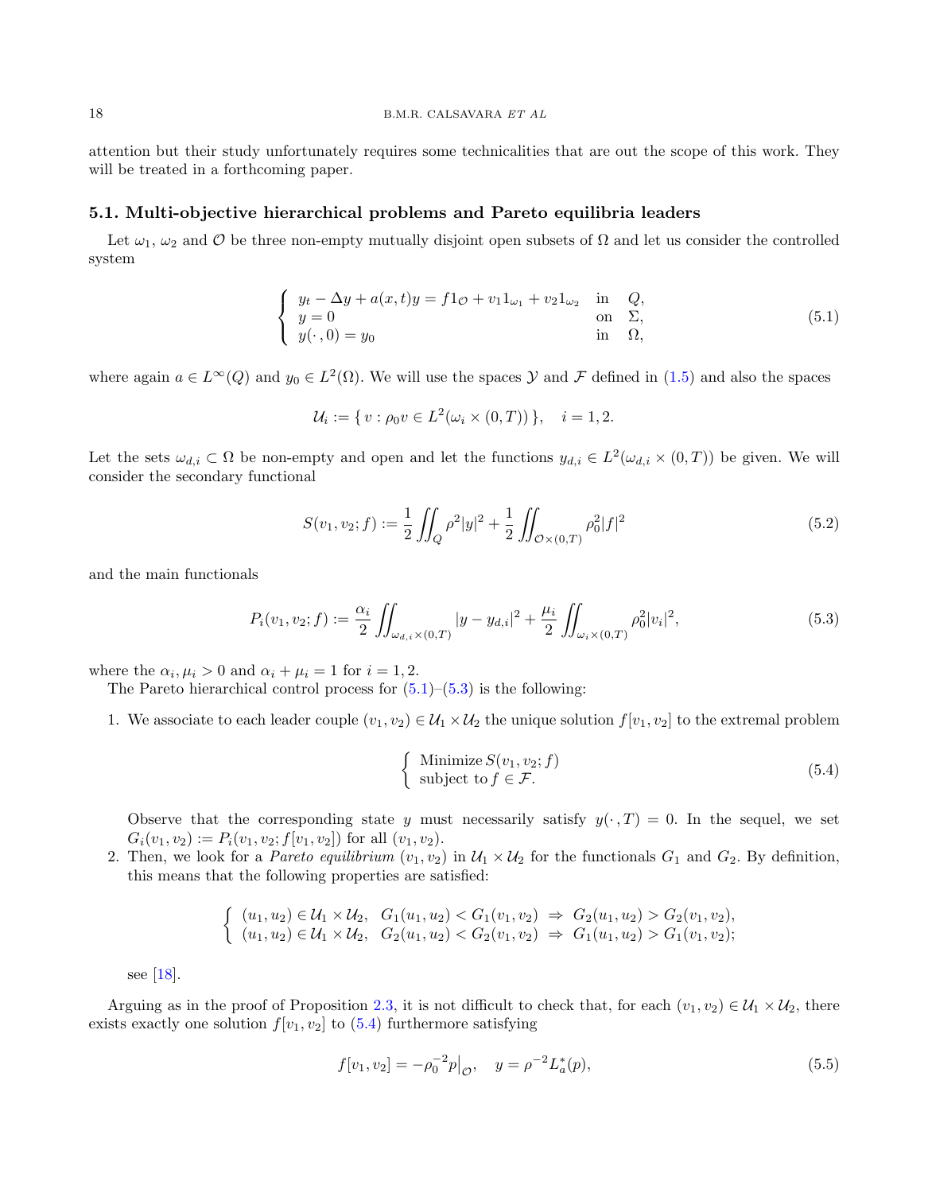attention but their study unfortunately requires some technicalities that are out the scope of this work. They will be treated in a forthcoming paper.

### 5.1. Multi-objective hierarchical problems and Pareto equilibria leaders

Let $\omega_1$, $\omega_2$ and $\mathcal{O}$ be three non-empty mutually disjoint open subsets of $\Omega$ and let us consider the controlled system

$$
\left\{
\begin{array}{lll}
y_t - \Delta y + a(x,t)y = f 1_{\mathcal{O}} + v_1 1_{\omega_1} + v_2 1_{\omega_2} & \text{in} & Q,\\
y = 0 & \text{on} & \Sigma,\\
y(\cdot\,,0) = y_0 & \text{in} & \Omega,
\end{array}
\right.
\tag{5.1}
$$

where again $a \in L^\infty(Q)$ and $y_0 \in L^2(\Omega)$. We will use the spaces $\mathcal{Y}$ and $\mathcal{F}$ defined in (1.5) and also the spaces

$$
\mathcal{U}_i := \{\, v : \rho_0 v \in L^2(\omega_i \times (0,T)) \,\}, \quad i = 1,2.
$$

Let the sets $\omega_{d,i} \subset \Omega$ be non-empty and open and let the functions $y_{d,i} \in L^2(\omega_{d,i} \times (0,T))$ be given. We will consider the secondary functional

$$
S(v_1, v_2; f) := \frac{1}{2} \iint_Q \rho^2 |y|^2 + \frac{1}{2} \iint_{\mathcal{O}\times(0,T)} \rho_0^2 |f|^2
\tag{5.2}
$$

and the main functionals

$$
P_i(v_1, v_2; f) := \frac{\alpha_i}{2} \iint_{\omega_{d,i}\times(0,T)} |y - y_{d,i}|^2 + \frac{\mu_i}{2} \iint_{\omega_i\times(0,T)} \rho_0^2 |v_i|^2,
\tag{5.3}
$$

where the $\alpha_i, \mu_i > 0$ and $\alpha_i + \mu_i = 1$ for $i = 1,2$.

The Pareto hierarchical control process for (5.1)–(5.3) is the following:

1. We associate to each leader couple $(v_1, v_2) \in \mathcal{U}_1 \times \mathcal{U}_2$ the unique solution $f[v_1, v_2]$ to the extremal problem

$$
\left\{
\begin{array}{l}
\text{Minimize}\, S(v_1, v_2; f)\\
\text{subject to}\, f \in \mathcal{F}.
\end{array}
\right.
\tag{5.4}
$$

   Observe that the corresponding state $y$ must necessarily satisfy $y(\cdot\,,T) = 0$. In the sequel, we set $G_i(v_1, v_2) := P_i(v_1, v_2; f[v_1, v_2])$ for all $(v_1, v_2)$.

2. Then, we look for a *Pareto equilibrium* $(v_1, v_2)$ in $\mathcal{U}_1 \times \mathcal{U}_2$ for the functionals $G_1$ and $G_2$. By definition, this means that the following properties are satisfied:

$$
\left\{
\begin{array}{l}
(u_1, u_2) \in \mathcal{U}_1 \times \mathcal{U}_2, \;\; G_1(u_1, u_2) < G_1(v_1, v_2) \;\Rightarrow\; G_2(u_1, u_2) > G_2(v_1, v_2),\\
(u_1, u_2) \in \mathcal{U}_1 \times \mathcal{U}_2, \;\; G_2(u_1, u_2) < G_2(v_1, v_2) \;\Rightarrow\; G_1(u_1, u_2) > G_1(v_1, v_2);
\end{array}
\right.
$$

   see [18].

Arguing as in the proof of Proposition 2.3, it is not difficult to check that, for each $(v_1, v_2) \in \mathcal{U}_1 \times \mathcal{U}_2$, there exists exactly one solution $f[v_1, v_2]$ to (5.4) furthermore satisfying

$$
f[v_1, v_2] = -\rho_0^{-2} p \big|_{\mathcal{O}}, \quad y = \rho^{-2} L_a^*(p),
\tag{5.5}
$$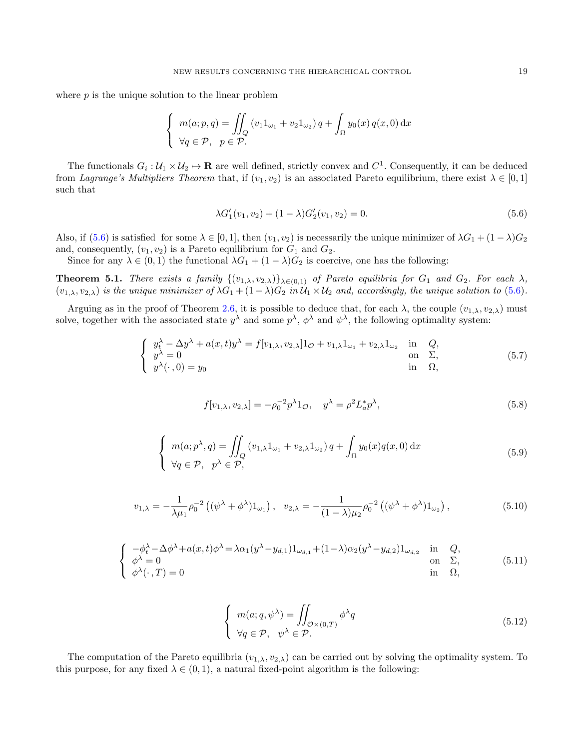where $p$ is the unique solution to the linear problem

$$
\left\{ \begin{array}{l} m(a;p,q) = \displaystyle\iint_Q \left(v_1 1_{\omega_1} + v_2 1_{\omega_2}\right) q + \int_\Omega y_0(x)\, q(x,0)\, \mathrm{d}x \\ \forall q \in \mathcal{P}, \quad p \in \mathcal{P}. \end{array} \right.
$$

The functionals $G_i : \mathcal{U}_1 \times \mathcal{U}_2 \mapsto \mathbf{R}$ are well defined, strictly convex and $C^1$. Consequently, it can be deduced from *Lagrange's Multipliers Theorem* that, if $(v_1, v_2)$ is an associated Pareto equilibrium, there exist $\lambda \in [0,1]$ such that

$$
\lambda G_1'(v_1, v_2) + (1-\lambda) G_2'(v_1, v_2) = 0. \tag{5.6}
$$

Also, if (5.6) is satisfied for some $\lambda \in [0,1]$, then $(v_1, v_2)$ is necessarily the unique minimizer of $\lambda G_1 + (1-\lambda) G_2$ and, consequently, $(v_1, v_2)$ is a Pareto equilibrium for $G_1$ and $G_2$.

Since for any $\lambda \in (0,1)$ the functional $\lambda G_1 + (1-\lambda) G_2$ is coercive, one has the following:

**Theorem 5.1.** *There exists a family $\{(v_{1,\lambda}, v_{2,\lambda})\}_{\lambda \in (0,1)}$ of Pareto equilibria for $G_1$ and $G_2$. For each $\lambda$, $(v_{1,\lambda}, v_{2,\lambda})$ is the unique minimizer of $\lambda G_1 + (1-\lambda) G_2$ in $\mathcal{U}_1 \times \mathcal{U}_2$ and, accordingly, the unique solution to (5.6).*

Arguing as in the proof of Theorem 2.6, it is possible to deduce that, for each $\lambda$, the couple $(v_{1,\lambda}, v_{2,\lambda})$ must solve, together with the associated state $y^\lambda$ and some $p^\lambda$, $\phi^\lambda$ and $\psi^\lambda$, the following optimality system:

$$
\left\{ \begin{array}{lll} y^\lambda_t - \Delta y^\lambda + a(x,t) y^\lambda = f[v_{1,\lambda}, v_{2,\lambda}] 1_{\mathcal{O}} + v_{1,\lambda} 1_{\omega_1} + v_{2,\lambda} 1_{\omega_2} & \text{in} & Q, \\ y^\lambda = 0 & \text{on} & \Sigma, \\ y^\lambda(\cdot\,,0) = y_0 & \text{in} & \Omega, \end{array} \right. \tag{5.7}
$$

$$
f[v_{1,\lambda}, v_{2,\lambda}] = -\rho_0^{-2} p^\lambda 1_{\mathcal{O}}, \quad y^\lambda = \rho^2 L_a^* p^\lambda, \tag{5.8}
$$

$$
\left\{ \begin{array}{l} m(a;p^\lambda,q) = \displaystyle\iint_Q \left(v_{1,\lambda} 1_{\omega_1} + v_{2,\lambda} 1_{\omega_2}\right) q + \int_\Omega y_0(x) q(x,0)\, \mathrm{d}x \\ \forall q \in \mathcal{P}, \quad p^\lambda \in \mathcal{P}, \end{array} \right. \tag{5.9}
$$

$$
v_{1,\lambda} = -\frac{1}{\lambda \mu_1} \rho_0^{-2} \left( (\psi^\lambda + \phi^\lambda) 1_{\omega_1} \right), \quad v_{2,\lambda} = -\frac{1}{(1-\lambda)\mu_2} \rho_0^{-2} \left( (\psi^\lambda + \phi^\lambda) 1_{\omega_2} \right), \tag{5.10}
$$

$$
\left\{ \begin{array}{lll} -\phi^\lambda_t - \Delta \phi^\lambda + a(x,t) \phi^\lambda = \lambda \alpha_1 (y^\lambda - y_{d,1}) 1_{\omega_{d,1}} + (1-\lambda) \alpha_2 (y^\lambda - y_{d,2}) 1_{\omega_{d,2}} & \text{in} & Q, \\ \phi^\lambda = 0 & \text{on} & \Sigma, \\ \phi^\lambda(\cdot\,,T) = 0 & \text{in} & \Omega, \end{array} \right. \tag{5.11}
$$

$$
\left\{ \begin{array}{l} m(a;q,\psi^\lambda) = \displaystyle\iint_{\mathcal{O} \times (0,T)} \phi^\lambda q \\ \forall q \in \mathcal{P}, \quad \psi^\lambda \in \mathcal{P}. \end{array} \right. \tag{5.12}
$$

The computation of the Pareto equilibria $(v_{1,\lambda}, v_{2,\lambda})$ can be carried out by solving the optimality system. To this purpose, for any fixed $\lambda \in (0,1)$, a natural fixed-point algorithm is the following: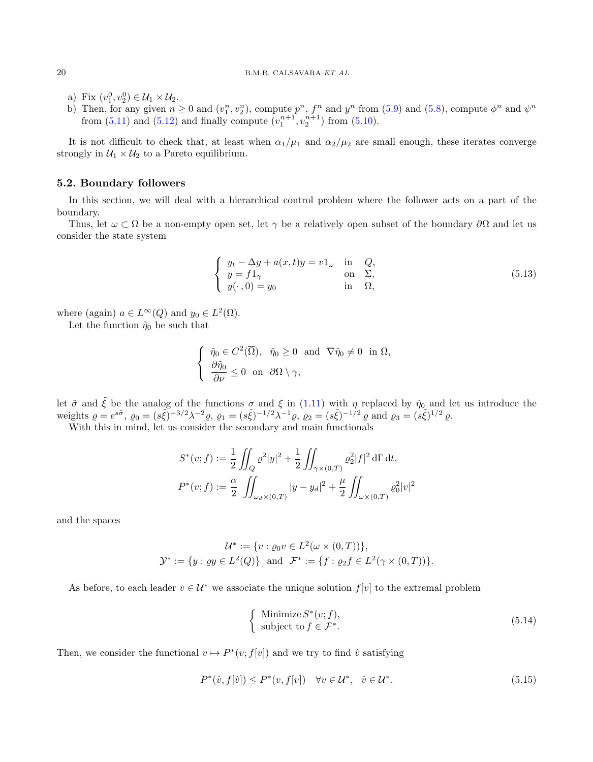a) Fix $(v_1^0, v_2^0) \in \mathcal{U}_1 \times \mathcal{U}_2$.

b) Then, for any given $n \geq 0$ and $(v_1^n, v_2^n)$, compute $p^n$, $f^n$ and $y^n$ from (5.9) and (5.8), compute $\phi^n$ and $\psi^n$ from (5.11) and (5.12) and finally compute $(v_1^{n+1}, v_2^{n+1})$ from (5.10).

It is not difficult to check that, at least when $\alpha_1/\mu_1$ and $\alpha_2/\mu_2$ are small enough, these iterates converge strongly in $\mathcal{U}_1 \times \mathcal{U}_2$ to a Pareto equilibrium.

### 5.2. Boundary followers

In this section, we will deal with a hierarchical control problem where the follower acts on a part of the boundary.

Thus, let $\omega \subset \Omega$ be a non-empty open set, let $\gamma$ be a relatively open subset of the boundary $\partial\Omega$ and let us consider the state system

$$
\begin{cases}
y_t - \Delta y + a(x,t)y = v1_\omega & \text{in} \quad Q, \\
y = f1_\gamma & \text{on} \quad \Sigma, \\
y(\cdot\,,0) = y_0 & \text{in} \quad \Omega,
\end{cases}
\tag{5.13}
$$

where (again) $a \in L^\infty(Q)$ and $y_0 \in L^2(\Omega)$.

Let the function $\tilde{\eta}_0$ be such that

$$
\begin{cases}
\tilde{\eta}_0 \in C^2(\overline{\Omega}), \quad \tilde{\eta}_0 \geq 0 \quad \text{and} \quad \nabla \tilde{\eta}_0 \neq 0 \quad \text{in } \Omega, \\
\dfrac{\partial \tilde{\eta}_0}{\partial \nu} \leq 0 \quad \text{on} \quad \partial\Omega \setminus \gamma,
\end{cases}
$$

let $\tilde{\sigma}$ and $\tilde{\xi}$ be the analog of the functions $\sigma$ and $\xi$ in (1.11) with $\eta$ replaced by $\tilde{\eta}_0$ and let us introduce the weights $\varrho = e^{s\tilde{\sigma}}$, $\varrho_0 = (s\tilde{\xi})^{-3/2}\lambda^{-2}\varrho$, $\varrho_1 = (s\tilde{\xi})^{-1/2}\lambda^{-1}\varrho$, $\varrho_2 = (s\tilde{\xi})^{-1/2}\,\varrho$ and $\varrho_3 = (s\tilde{\xi})^{1/2}\,\varrho$.

With this in mind, let us consider the secondary and main functionals

$$
\begin{aligned}
S^*(v; f) &:= \frac{1}{2}\iint_Q \varrho^2 |y|^2 + \frac{1}{2}\iint_{\gamma\times(0,T)} \varrho_2^2 |f|^2 \, \mathrm{d}\Gamma \, \mathrm{d}t, \\
P^*(v; f) &:= \frac{\alpha}{2} \iint_{\omega_d\times(0,T)} |y - y_d|^2 + \frac{\mu}{2}\iint_{\omega\times(0,T)} \varrho_0^2 |v|^2
\end{aligned}
$$

and the spaces

$$
\begin{aligned}
\mathcal{U}^* &:= \{v : \varrho_0 v \in L^2(\omega \times (0,T))\}, \\
\mathcal{Y}^* := \{y : \varrho y \in L^2(Q)\} \quad &\text{and} \quad \mathcal{F}^* := \{f : \varrho_2 f \in L^2(\gamma \times (0,T))\}.
\end{aligned}
$$

As before, to each leader $v \in \mathcal{U}^*$ we associate the unique solution $f[v]$ to the extremal problem

$$
\begin{cases}
\text{Minimize}\, S^*(v; f), \\
\text{subject to}\, f \in \mathcal{F}^*.
\end{cases}
\tag{5.14}
$$

Then, we consider the functional $v \mapsto P^*(v; f[v])$ and we try to find $\hat{v}$ satisfying

$$
P^*(\hat{v}, f[\hat{v}]) \leq P^*(v, f[v]) \quad \forall v \in \mathcal{U}^*, \quad \hat{v} \in \mathcal{U}^*.
\tag{5.15}
$$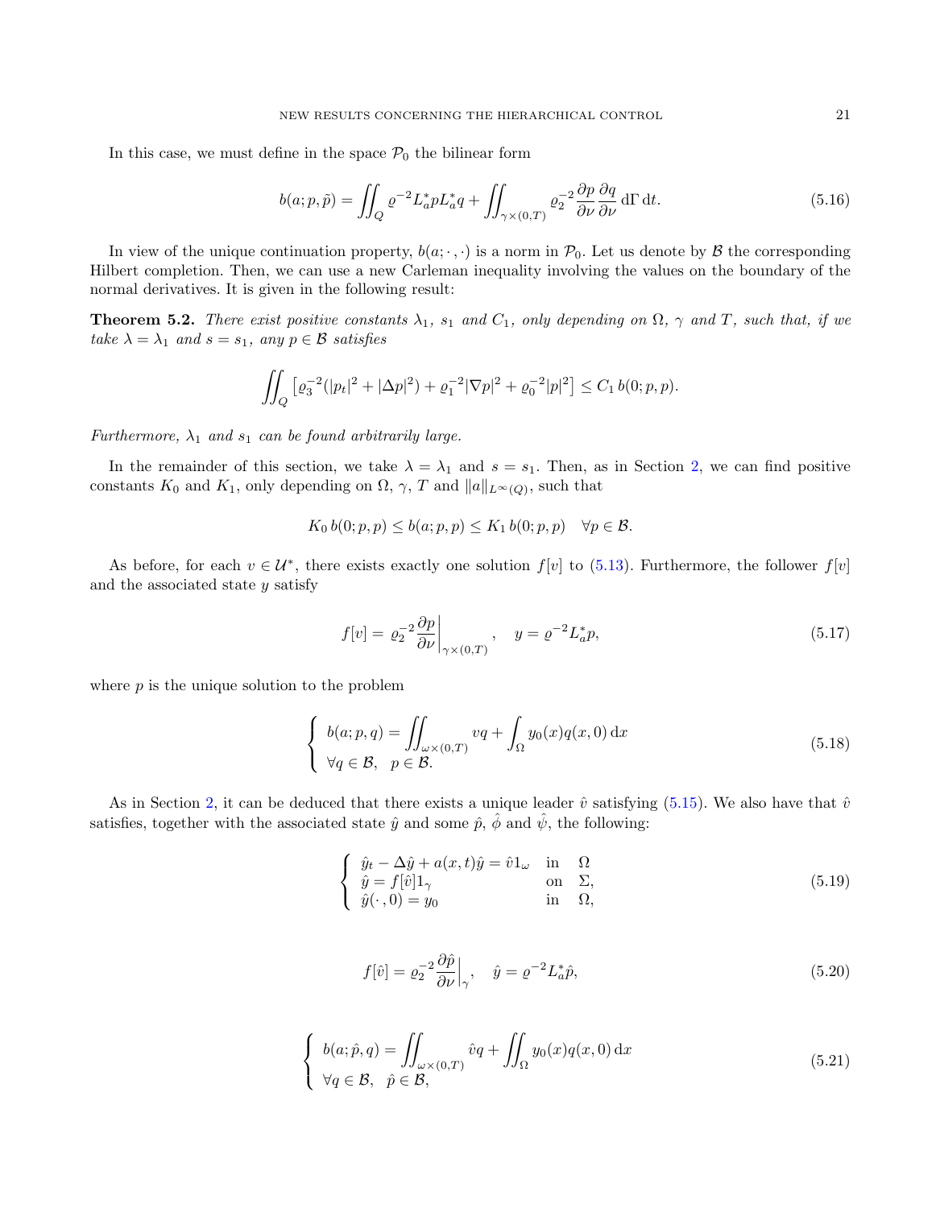In this case, we must define in the space $\mathcal{P}_0$ the bilinear form

$$b(a;p,\tilde{p}) = \iint_Q \varrho^{-2} L_a^* p L_a^* q + \iint_{\gamma\times(0,T)} \varrho_2^{-2} \frac{\partial p}{\partial\nu}\frac{\partial q}{\partial\nu}\,\mathrm{d}\Gamma\,\mathrm{d}t. \tag{5.16}$$

In view of the unique continuation property, $b(a;\cdot\,,\cdot)$ is a norm in $\mathcal{P}_0$. Let us denote by $\mathcal{B}$ the corresponding Hilbert completion. Then, we can use a new Carleman inequality involving the values on the boundary of the normal derivatives. It is given in the following result:

**Theorem 5.2.** *There exist positive constants $\lambda_1$, $s_1$ and $C_1$, only depending on $\Omega$, $\gamma$ and $T$, such that, if we take $\lambda = \lambda_1$ and $s = s_1$, any $p \in \mathcal{B}$ satisfies*

$$\iint_Q \left[\varrho_3^{-2}(|p_t|^2 + |\Delta p|^2) + \varrho_1^{-2}|\nabla p|^2 + \varrho_0^{-2}|p|^2\right] \le C_1\, b(0;p,p).$$

*Furthermore, $\lambda_1$ and $s_1$ can be found arbitrarily large.*

In the remainder of this section, we take $\lambda = \lambda_1$ and $s = s_1$. Then, as in Section 2, we can find positive constants $K_0$ and $K_1$, only depending on $\Omega$, $\gamma$, $T$ and $\|a\|_{L^\infty(Q)}$, such that

$$K_0\, b(0;p,p) \le b(a;p,p) \le K_1\, b(0;p,p) \quad \forall p \in \mathcal{B}.$$

As before, for each $v \in \mathcal{U}^*$, there exists exactly one solution $f[v]$ to (5.13). Furthermore, the follower $f[v]$ and the associated state $y$ satisfy

$$f[v] = \left.\varrho_2^{-2}\frac{\partial p}{\partial\nu}\right|_{\gamma\times(0,T)}, \quad y = \varrho^{-2}L_a^* p, \tag{5.17}$$

where $p$ is the unique solution to the problem

$$\left\{\begin{array}{l} b(a;p,q) = \displaystyle\iint_{\omega\times(0,T)} vq + \int_\Omega y_0(x)q(x,0)\,\mathrm{d}x \\ \forall q \in \mathcal{B}, \quad p \in \mathcal{B}. \end{array}\right. \tag{5.18}$$

As in Section 2, it can be deduced that there exists a unique leader $\hat{v}$ satisfying (5.15). We also have that $\hat{v}$ satisfies, together with the associated state $\hat{y}$ and some $\hat{p}$, $\hat{\phi}$ and $\hat{\psi}$, the following:

$$\left\{\begin{array}{lll} \hat{y}_t - \Delta\hat{y} + a(x,t)\hat{y} = \hat{v}1_\omega & \text{in} & \Omega \\ \hat{y} = f[\hat{v}]1_\gamma & \text{on} & \Sigma, \\ \hat{y}(\cdot\,,0) = y_0 & \text{in} & \Omega, \end{array}\right. \tag{5.19}$$

$$f[\hat{v}] = \left.\varrho_2^{-2}\frac{\partial\hat{p}}{\partial\nu}\right|_\gamma, \quad \hat{y} = \varrho^{-2}L_a^*\hat{p}, \tag{5.20}$$

$$\left\{\begin{array}{l} b(a;\hat{p},q) = \displaystyle\iint_{\omega\times(0,T)} \hat{v}q + \iint_\Omega y_0(x)q(x,0)\,\mathrm{d}x \\ \forall q \in \mathcal{B}, \quad \hat{p} \in \mathcal{B}, \end{array}\right. \tag{5.21}$$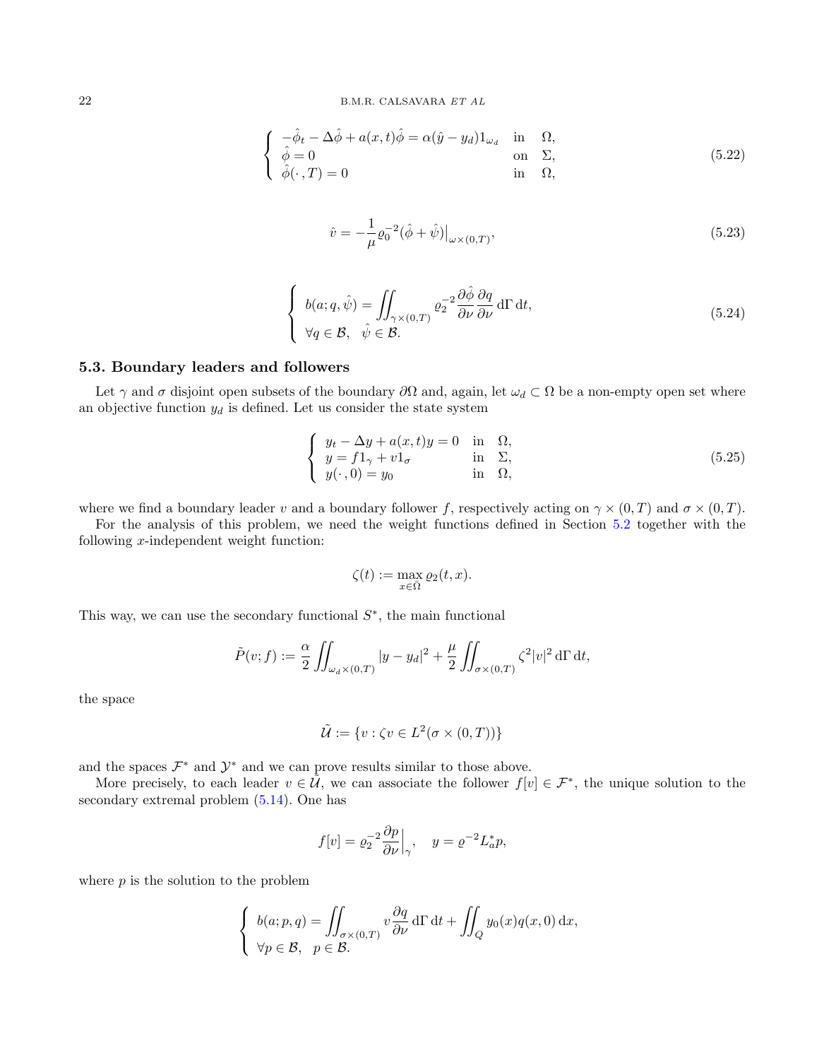$$
\left\{ \begin{array}{ll} -\hat{\phi}_t - \Delta\hat{\phi} + a(x,t)\hat{\phi} = \alpha(\hat{y} - y_d)1_{\omega_d} & \text{in} \quad \Omega, \\ \hat{\phi} = 0 & \text{on} \quad \Sigma, \\ \hat{\phi}(\cdot\,, T) = 0 & \text{in} \quad \Omega, \end{array} \right. \tag{5.22}
$$

$$
\hat{v} = -\frac{1}{\mu}\varrho_0^{-2}(\hat{\phi} + \hat{\psi})\big|_{\omega\times(0,T)}, \tag{5.23}
$$

$$
\left\{ \begin{array}{l} b(a; q, \hat{\psi}) = \displaystyle\iint_{\gamma\times(0,T)} \varrho_2^{-2} \frac{\partial\hat{\phi}}{\partial\nu}\frac{\partial q}{\partial\nu}\,\mathrm{d}\Gamma\,\mathrm{d}t, \\ \forall q \in \mathcal{B}, \quad \hat{\psi} \in \mathcal{B}. \end{array} \right. \tag{5.24}
$$

### 5.3. Boundary leaders and followers

Let $\gamma$ and $\sigma$ disjoint open subsets of the boundary $\partial\Omega$ and, again, let $\omega_d \subset \Omega$ be a non-empty open set where an objective function $y_d$ is defined. Let us consider the state system

$$
\left\{ \begin{array}{ll} y_t - \Delta y + a(x,t)y = 0 & \text{in} \quad \Omega, \\ y = f1_\gamma + v1_\sigma & \text{in} \quad \Sigma, \\ y(\cdot\,, 0) = y_0 & \text{in} \quad \Omega, \end{array} \right. \tag{5.25}
$$

where we find a boundary leader $v$ and a boundary follower $f$, respectively acting on $\gamma \times (0,T)$ and $\sigma \times (0,T)$.

For the analysis of this problem, we need the weight functions defined in Section 5.2 together with the following $x$-independent weight function:

$$
\zeta(t) := \max_{x\in\overline{\Omega}} \varrho_2(t,x).
$$

This way, we can use the secondary functional $S^*$, the main functional

$$
\tilde{P}(v; f) := \frac{\alpha}{2}\iint_{\omega_d\times(0,T)} |y - y_d|^2 + \frac{\mu}{2}\iint_{\sigma\times(0,T)} \zeta^2|v|^2\,\mathrm{d}\Gamma\,\mathrm{d}t,
$$

the space

$$
\tilde{\mathcal{U}} := \{v : \zeta v \in L^2(\sigma\times(0,T))\}
$$

and the spaces $\mathcal{F}^*$ and $\mathcal{Y}^*$ and we can prove results similar to those above.

More precisely, to each leader $v \in \tilde{\mathcal{U}}$, we can associate the follower $f[v] \in \mathcal{F}^*$, the unique solution to the secondary extremal problem (5.14). One has

$$
f[v] = \varrho_2^{-2}\frac{\partial p}{\partial\nu}\Big|_\gamma, \quad y = \varrho^{-2}L_a^* p,
$$

where $p$ is the solution to the problem

$$
\left\{ \begin{array}{l} b(a; p, q) = \displaystyle\iint_{\sigma\times(0,T)} v\frac{\partial q}{\partial\nu}\,\mathrm{d}\Gamma\,\mathrm{d}t + \iint_Q y_0(x)q(x,0)\,\mathrm{d}x, \\ \forall p \in \mathcal{B}, \quad p \in \mathcal{B}. \end{array} \right.
$$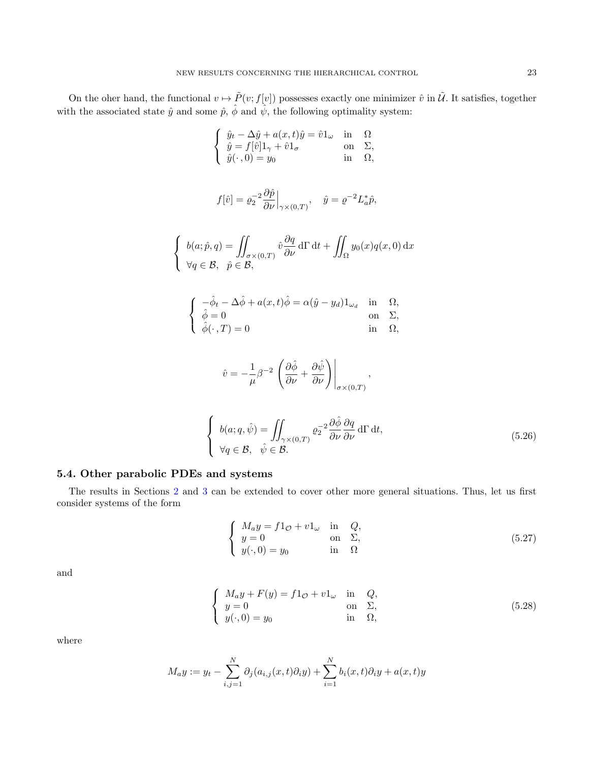On the oher hand, the functional $v \mapsto \tilde{P}(v; f[v])$ possesses exactly one minimizer $\hat{v}$ in $\tilde{\mathcal{U}}$. It satisfies, together with the associated state $\hat{y}$ and some $\hat{p}$, $\hat{\phi}$ and $\hat{\psi}$, the following optimality system:

$$
\left\{
\begin{array}{lll}
\hat{y}_t - \Delta \hat{y} + a(x,t)\hat{y} = \hat{v}1_\omega & \text{in} & \Omega \\
\hat{y} = f[\hat{v}]1_\gamma + \hat{v}1_\sigma & \text{on} & \Sigma, \\
\hat{y}(\cdot\,,0) = y_0 & \text{in} & \Omega,
\end{array}
\right.
$$

$$
f[\hat{v}] = \varrho_2^{-2} \frac{\partial \hat{p}}{\partial \nu}\Big|_{\gamma\times(0,T)}, \quad \hat{y} = \varrho^{-2} L_a^* \hat{p},
$$

$$
\left\{
\begin{array}{l}
b(a; \hat{p}, q) = \displaystyle\iint_{\sigma\times(0,T)} \hat{v} \frac{\partial q}{\partial \nu}\, d\Gamma\, dt + \iint_\Omega y_0(x) q(x,0)\, dx \\
\forall q \in \mathcal{B}, \quad \hat{p} \in \mathcal{B},
\end{array}
\right.
$$

$$
\left\{
\begin{array}{lll}
-\hat{\phi}_t - \Delta \hat{\phi} + a(x,t)\hat{\phi} = \alpha(\hat{y} - y_d)1_{\omega_d} & \text{in} & \Omega, \\
\hat{\phi} = 0 & \text{on} & \Sigma, \\
\hat{\phi}(\cdot\,,T) = 0 & \text{in} & \Omega,
\end{array}
\right.
$$

$$
\hat{v} = -\frac{1}{\mu}\beta^{-2} \left( \frac{\partial \hat{\phi}}{\partial \nu} + \frac{\partial \hat{\psi}}{\partial \nu} \right)\Bigg|_{\sigma\times(0,T)},
$$

$$
\left\{
\begin{array}{l}
b(a; q, \hat{\psi}) = \displaystyle\iint_{\gamma\times(0,T)} \varrho_2^{-2} \frac{\partial \hat{\phi}}{\partial \nu} \frac{\partial q}{\partial \nu}\, d\Gamma\, dt, \\
\forall q \in \mathcal{B}, \quad \hat{\psi} \in \mathcal{B}.
\end{array}
\right.
\tag{5.26}
$$

### 5.4. Other parabolic PDEs and systems

The results in Sections 2 and 3 can be extended to cover other more general situations. Thus, let us first consider systems of the form

$$
\left\{
\begin{array}{lll}
M_a y = f1_{\mathcal{O}} + v1_\omega & \text{in} & Q, \\
y = 0 & \text{on} & \Sigma, \\
y(\cdot,0) = y_0 & \text{in} & \Omega
\end{array}
\right.
\tag{5.27}
$$

and

$$
\left\{
\begin{array}{lll}
M_a y + F(y) = f1_{\mathcal{O}} + v1_\omega & \text{in} & Q, \\
y = 0 & \text{on} & \Sigma, \\
y(\cdot,0) = y_0 & \text{in} & \Omega,
\end{array}
\right.
\tag{5.28}
$$

where

$$
M_a y := y_t - \sum_{i,j=1}^N \partial_j(a_{i,j}(x,t)\partial_i y) + \sum_{i=1}^N b_i(x,t)\partial_i y + a(x,t)y
$$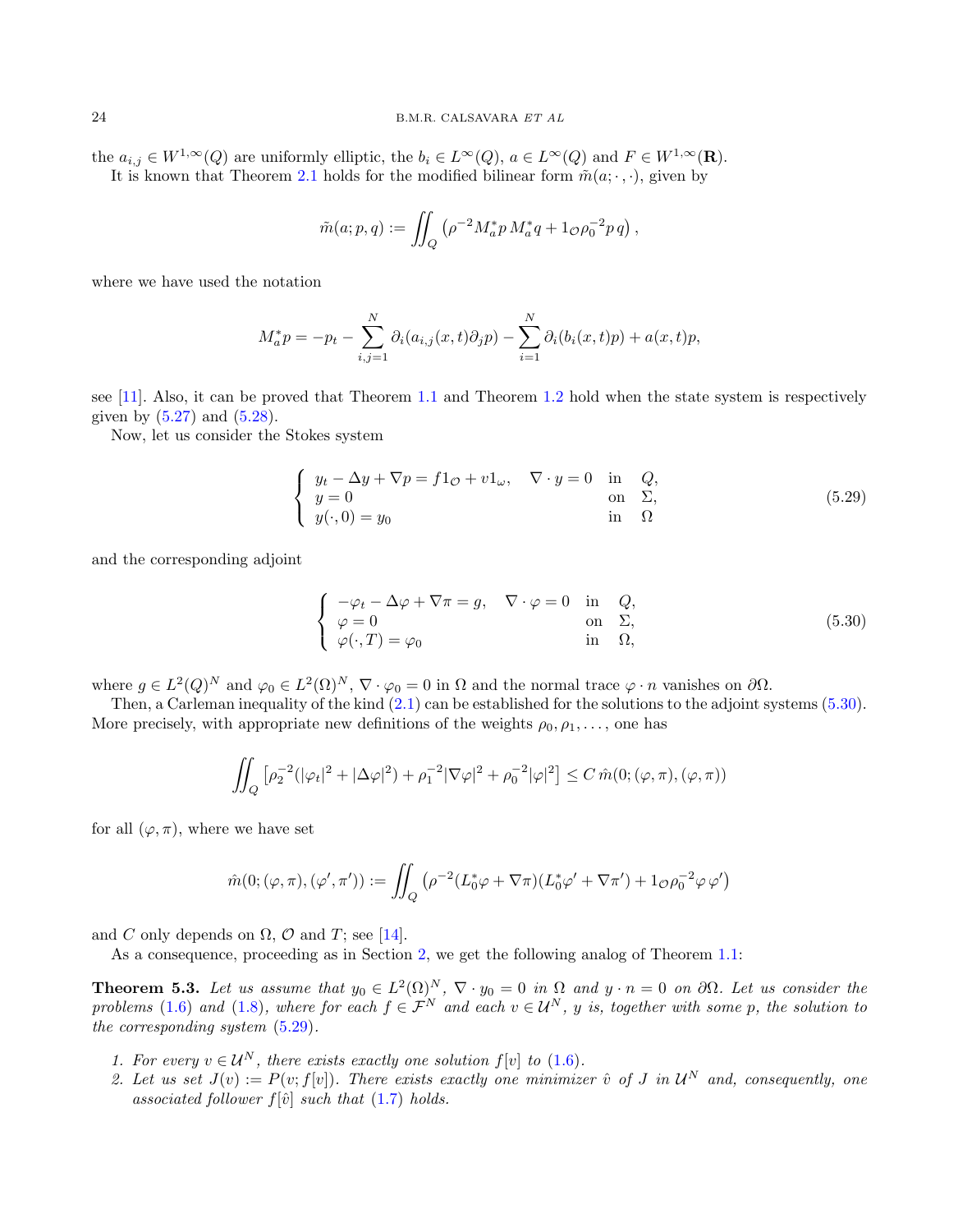the $a_{i,j} \in W^{1,\infty}(Q)$ are uniformly elliptic, the $b_i \in L^\infty(Q)$, $a \in L^\infty(Q)$ and $F \in W^{1,\infty}(\mathbf{R})$.

It is known that Theorem 2.1 holds for the modified bilinear form $\tilde{m}(a;\cdot,\cdot)$, given by

$$
\tilde{m}(a;p,q) := \iint_Q \left(\rho^{-2} M_a^* p \, M_a^* q + 1_{\mathcal{O}} \rho_0^{-2} p \, q\right),
$$

where we have used the notation

$$
M_a^* p = -p_t - \sum_{i,j=1}^{N} \partial_i(a_{i,j}(x,t)\partial_j p) - \sum_{i=1}^{N} \partial_i(b_i(x,t)p) + a(x,t)p,
$$

see [11]. Also, it can be proved that Theorem 1.1 and Theorem 1.2 hold when the state system is respectively given by (5.27) and (5.28).

Now, let us consider the Stokes system

$$
\begin{cases}
y_t - \Delta y + \nabla p = f 1_{\mathcal{O}} + v 1_\omega, \quad \nabla\cdot y = 0 & \text{in} \quad Q,\\
y = 0 & \text{on} \quad \Sigma,\\
y(\cdot,0) = y_0 & \text{in} \quad \Omega
\end{cases}
\tag{5.29}
$$

and the corresponding adjoint

$$
\begin{cases}
-\varphi_t - \Delta \varphi + \nabla \pi = g, \quad \nabla\cdot \varphi = 0 & \text{in} \quad Q,\\
\varphi = 0 & \text{on} \quad \Sigma,\\
\varphi(\cdot,T) = \varphi_0 & \text{in} \quad \Omega,
\end{cases}
\tag{5.30}
$$

where $g \in L^2(Q)^N$ and $\varphi_0 \in L^2(\Omega)^N$, $\nabla\cdot\varphi_0 = 0$ in $\Omega$ and the normal trace $\varphi\cdot n$ vanishes on $\partial\Omega$.

Then, a Carleman inequality of the kind (2.1) can be established for the solutions to the adjoint systems (5.30). More precisely, with appropriate new definitions of the weights $\rho_0, \rho_1, \dots$, one has

$$
\iint_Q \left[\rho_2^{-2}(|\varphi_t|^2 + |\Delta\varphi|^2) + \rho_1^{-2}|\nabla\varphi|^2 + \rho_0^{-2}|\varphi|^2\right] \le C\,\hat{m}(0;(\varphi,\pi),(\varphi,\pi))
$$

for all $(\varphi,\pi)$, where we have set

$$
\hat{m}(0;(\varphi,\pi),(\varphi',\pi')) := \iint_Q \left(\rho^{-2}(L_0^*\varphi + \nabla\pi)(L_0^*\varphi' + \nabla\pi') + 1_{\mathcal{O}}\rho_0^{-2}\varphi\,\varphi'\right)
$$

and $C$ only depends on $\Omega$, $\mathcal{O}$ and $T$; see [14].

As a consequence, proceeding as in Section 2, we get the following analog of Theorem 1.1:

**Theorem 5.3.** *Let us assume that $y_0 \in L^2(\Omega)^N$, $\nabla\cdot y_0 = 0$ in $\Omega$ and $y\cdot n = 0$ on $\partial\Omega$. Let us consider the problems (1.6) and (1.8), where for each $f \in \mathcal{F}^N$ and each $v \in \mathcal{U}^N$, $y$ is, together with some $p$, the solution to the corresponding system (5.29).*

1. *For every $v \in \mathcal{U}^N$, there exists exactly one solution $f[v]$ to (1.6).*
2. *Let us set $J(v) := P(v; f[v])$. There exists exactly one minimizer $\hat{v}$ of $J$ in $\mathcal{U}^N$ and, consequently, one associated follower $f[\hat{v}]$ such that (1.7) holds.*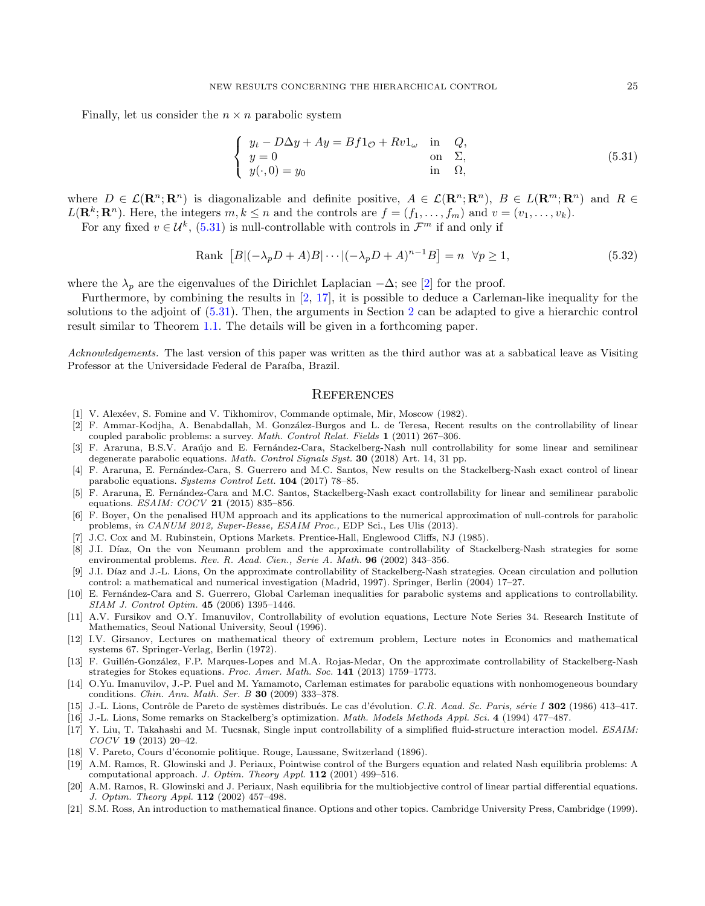Finally, let us consider the $n \times n$ parabolic system

$$
\left\{
\begin{array}{lll}
y_t - D\Delta y + Ay = Bf 1_{\mathcal{O}} + Rv 1_\omega & \text{in} & Q, \\
y = 0 & \text{on} & \Sigma, \\
y(\cdot, 0) = y_0 & \text{in} & \Omega,
\end{array}
\right.
\tag{5.31}
$$

where $D \in \mathcal{L}(\mathbf{R}^n; \mathbf{R}^n)$ is diagonalizable and definite positive, $A \in \mathcal{L}(\mathbf{R}^n; \mathbf{R}^n)$, $B \in L(\mathbf{R}^m; \mathbf{R}^n)$ and $R \in L(\mathbf{R}^k; \mathbf{R}^n)$. Here, the integers $m, k \leq n$ and the controls are $f = (f_1, \dots, f_m)$ and $v = (v_1, \dots, v_k)$.

For any fixed $v \in \mathcal{U}^k$, (5.31) is null-controllable with controls in $\mathcal{F}^m$ if and only if

$$
\text{Rank } \left[ B | (-\lambda_p D + A) B | \cdots | (-\lambda_p D + A)^{n-1} B \right] = n \quad \forall p \geq 1,
\tag{5.32}
$$

where the $\lambda_p$ are the eigenvalues of the Dirichlet Laplacian $-\Delta$; see [2] for the proof.

Furthermore, by combining the results in [2, 17], it is possible to deduce a Carleman-like inequality for the solutions to the adjoint of (5.31). Then, the arguments in Section 2 can be adapted to give a hierarchic control result similar to Theorem 1.1. The details will be given in a forthcoming paper.

*Acknowledgements.* The last version of this paper was written as the third author was at a sabbatical leave as Visiting Professor at the Universidade Federal de Paraíba, Brazil.

## References

[1] V. Alexéev, S. Fomine and V. Tikhomirov, Commande optimale, Mir, Moscow (1982).

[2] F. Ammar-Kodjha, A. Benabdallah, M. González-Burgos and L. de Teresa, Recent results on the controllability of linear coupled parabolic problems: a survey. *Math. Control Relat. Fields* **1** (2011) 267–306.

[3] F. Araruna, B.S.V. Araújo and E. Fernández-Cara, Stackelberg-Nash null controllability for some linear and semilinear degenerate parabolic equations. *Math. Control Signals Syst.* **30** (2018) Art. 14, 31 pp.

[4] F. Araruna, E. Fernández-Cara, S. Guerrero and M.C. Santos, New results on the Stackelberg-Nash exact control of linear parabolic equations. *Systems Control Lett.* **104** (2017) 78–85.

[5] F. Araruna, E. Fernández-Cara and M.C. Santos, Stackelberg-Nash exact controllability for linear and semilinear parabolic equations. *ESAIM: COCV* **21** (2015) 835–856.

[6] F. Boyer, On the penalised HUM approach and its applications to the numerical approximation of null-controls for parabolic problems, *in CANUM 2012, Super-Besse, ESAIM Proc.,* EDP Sci., Les Ulis (2013).

[7] J.C. Cox and M. Rubinstein, Options Markets. Prentice-Hall, Englewood Cliffs, NJ (1985).

[8] J.I. Díaz, On the von Neumann problem and the approximate controllability of Stackelberg-Nash strategies for some environmental problems. *Rev. R. Acad. Cien., Serie A. Math.* **96** (2002) 343–356.

[9] J.I. Díaz and J.-L. Lions, On the approximate controllability of Stackelberg-Nash strategies. Ocean circulation and pollution control: a mathematical and numerical investigation (Madrid, 1997). Springer, Berlin (2004) 17–27.

[10] E. Fernández-Cara and S. Guerrero, Global Carleman inequalities for parabolic systems and applications to controllability. *SIAM J. Control Optim.* **45** (2006) 1395–1446.

[11] A.V. Fursikov and O.Y. Imanuvilov, Controllability of evolution equations, Lecture Note Series 34. Research Institute of Mathematics, Seoul National University, Seoul (1996).

[12] I.V. Girsanov, Lectures on mathematical theory of extremum problem, Lecture notes in Economics and mathematical systems 67. Springer-Verlag, Berlin (1972).

[13] F. Guillén-González, F.P. Marques-Lopes and M.A. Rojas-Medar, On the approximate controllability of Stackelberg-Nash strategies for Stokes equations. *Proc. Amer. Math. Soc.* **141** (2013) 1759–1773.

[14] O.Yu. Imanuvilov, J.-P. Puel and M. Yamamoto, Carleman estimates for parabolic equations with nonhomogeneous boundary conditions. *Chin. Ann. Math. Ser. B* **30** (2009) 333–378.

[15] J.-L. Lions, Contrôle de Pareto de systèmes distribués. Le cas d'évolution. *C.R. Acad. Sc. Paris, série I* **302** (1986) 413–417.

[16] J.-L. Lions, Some remarks on Stackelberg's optimization. *Math. Models Methods Appl. Sci.* **4** (1994) 477–487.

[17] Y. Liu, T. Takahashi and M. Tucsnak, Single input controllability of a simplified fluid-structure interaction model. *ESAIM: COCV* **19** (2013) 20–42.

[18] V. Pareto, Cours d'économie politique. Rouge, Laussane, Switzerland (1896).

[19] A.M. Ramos, R. Glowinski and J. Periaux, Pointwise control of the Burgers equation and related Nash equilibria problems: A computational approach. *J. Optim. Theory Appl.* **112** (2001) 499–516.

[20] A.M. Ramos, R. Glowinski and J. Periaux, Nash equilibria for the multiobjective control of linear partial differential equations. *J. Optim. Theory Appl.* **112** (2002) 457–498.

[21] S.M. Ross, An introduction to mathematical finance. Options and other topics. Cambridge University Press, Cambridge (1999).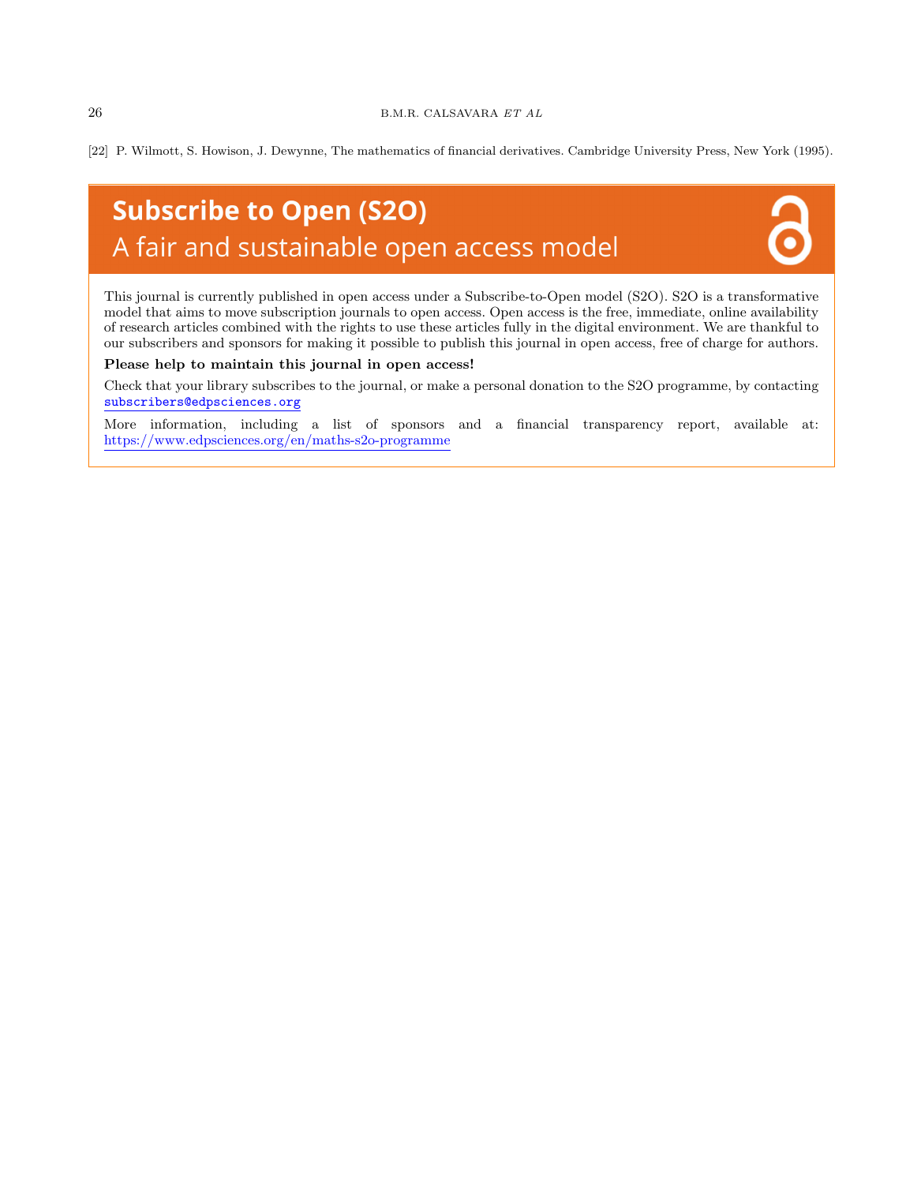[22] P. Wilmott, S. Howison, J. Dewynne, The mathematics of financial derivatives. Cambridge University Press, New York (1995).

## Subscribe to Open (S2O)

A fair and sustainable open access model

This journal is currently published in open access under a Subscribe-to-Open model (S2O). S2O is a transformative model that aims to move subscription journals to open access. Open access is the free, immediate, online availability of research articles combined with the rights to use these articles fully in the digital environment. We are thankful to our subscribers and sponsors for making it possible to publish this journal in open access, free of charge for authors.

**Please help to maintain this journal in open access!**

Check that your library subscribes to the journal, or make a personal donation to the S2O programme, by contacting subscribers@edpsciences.org

More information, including a list of sponsors and a financial transparency report, available at: https://www.edpsciences.org/en/maths-s2o-programme